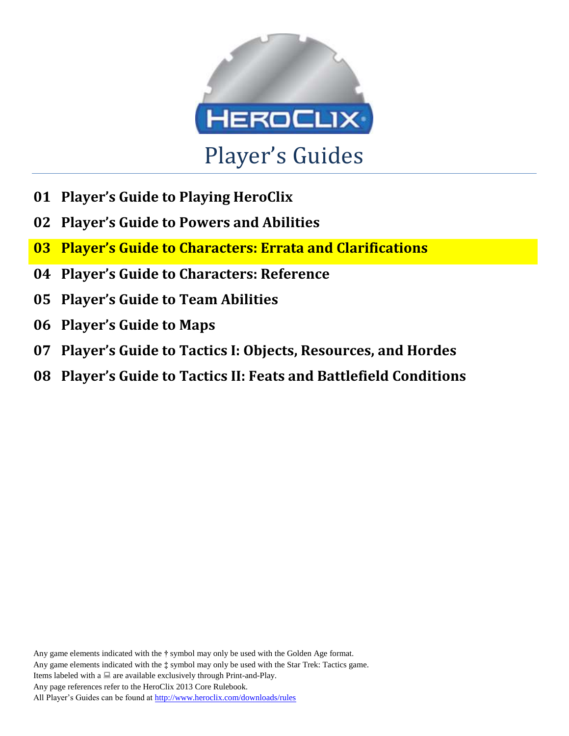# Player's Guides

**01 Player's Guide to Playing HeroClix**

**02 Player's Guide to Powers and Abilities**

**03 Player's Guide to Characters: Errata and Clarifications**

**04 Player's Guide to Characters: Reference**

**05 Player's Guide to Team Abilities**

**06 Player's Guide to Maps**

**07 Player's Guide to Tactics I: Objects, Resources, and Hordes**

**08 Player's Guide to Tactics II: Feats and Battlefield Conditions**

Any game elements indicated with the † symbol may only be used with the Golden Age format.
Any game elements indicated with the ‡ symbol may only be used with the Star Trek: Tactics game.
Items labeled with a 💻 are available exclusively through Print-and-Play.
Any page references refer to the HeroClix 2013 Core Rulebook.
All Player's Guides can be found at http://www.heroclix.com/downloads/rules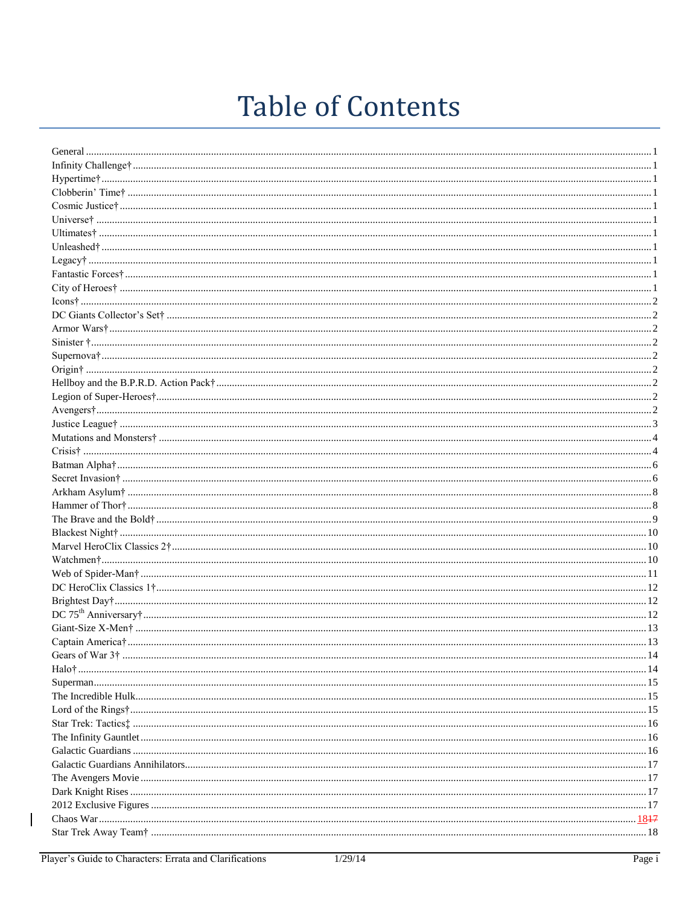# Table of Contents

General ........ 1
Infinity Challenge† ........ 1
Hypertime† ........ 1
Clobberin' Time† ........ 1
Cosmic Justice† ........ 1
Universe† ........ 1
Ultimates† ........ 1
Unleashed† ........ 1
Legacy† ........ 1
Fantastic Forces† ........ 1
City of Heroes† ........ 1
Icons† ........ 2
DC Giants Collector's Set† ........ 2
Armor Wars† ........ 2
Sinister † ........ 2
Supernova† ........ 2
Origin† ........ 2
Hellboy and the B.P.R.D. Action Pack† ........ 2
Legion of Super-Heroes† ........ 2
Avengers† ........ 2
Justice League† ........ 3
Mutations and Monsters† ........ 4
Crisis† ........ 4
Batman Alpha† ........ 6
Secret Invasion† ........ 6
Arkham Asylum† ........ 8
Hammer of Thor† ........ 8
The Brave and the Bold† ........ 9
Blackest Night† ........ 10
Marvel HeroClix Classics 2† ........ 10
Watchmen† ........ 10
Web of Spider-Man† ........ 11
DC HeroClix Classics 1† ........ 12
Brightest Day† ........ 12
DC 75th Anniversary† ........ 12
Giant-Size X-Men† ........ 13
Captain America† ........ 13
Gears of War 3† ........ 14
Halo† ........ 14
Superman ........ 15
The Incredible Hulk ........ 15
Lord of the Rings† ........ 15
Star Trek: Tactics‡ ........ 16
The Infinity Gauntlet ........ 16
Galactic Guardians ........ 16
Galactic Guardians Annihilators ........ 17
The Avengers Movie ........ 17
Dark Knight Rises ........ 17
2012 Exclusive Figures ........ 17
Chaos War ........ 18~~17~~
Star Trek Away Team† ........ 18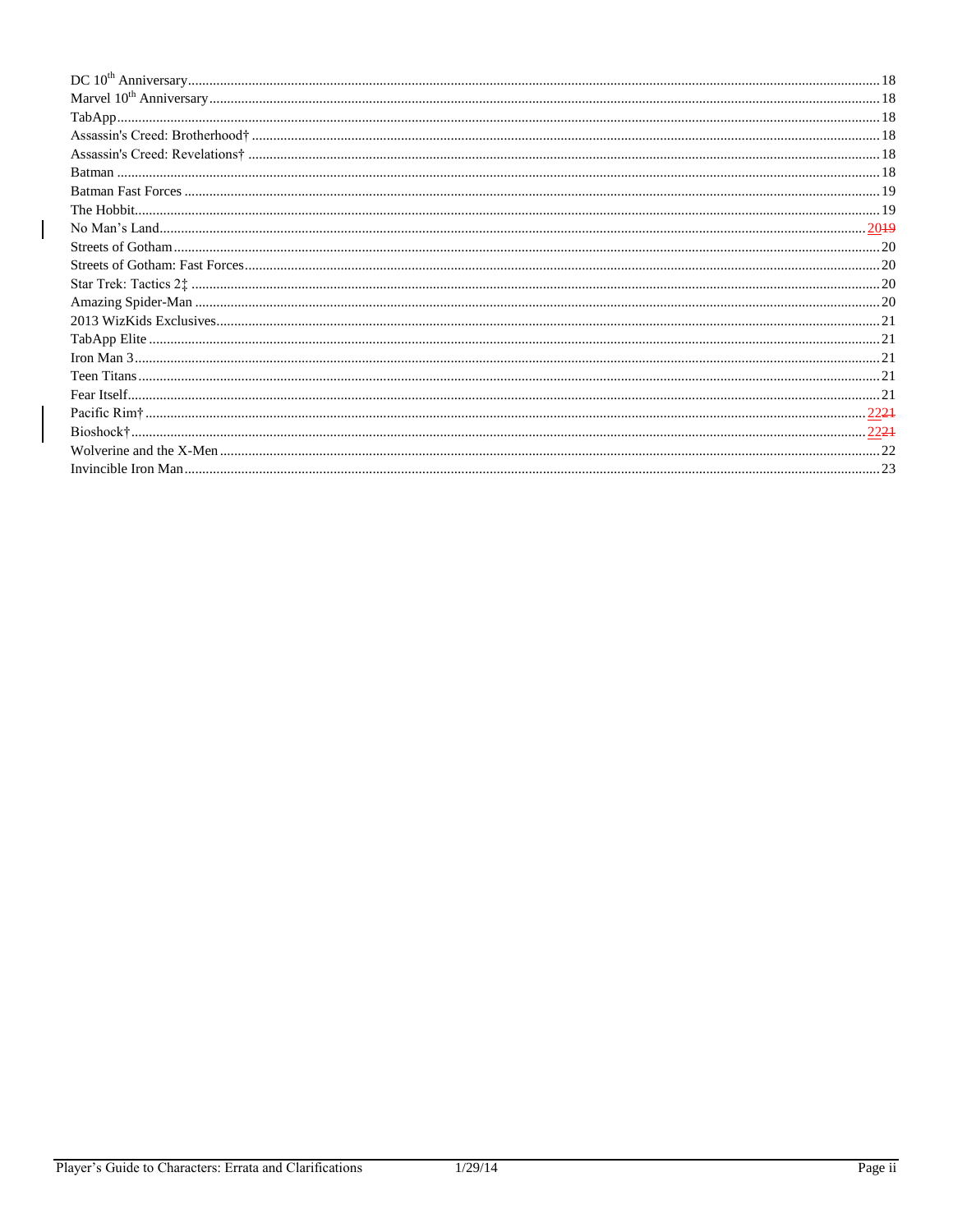DC 10th Anniversary ........................................................ 18
Marvel 10th Anniversary ........................................................ 18
TabApp ........................................................ 18
Assassin's Creed: Brotherhood† ........................................................ 18
Assassin's Creed: Revelations† ........................................................ 18
Batman ........................................................ 18
Batman Fast Forces ........................................................ 19
The Hobbit ........................................................ 19
No Man's Land ........................................................ ~~19~~ 20
Streets of Gotham ........................................................ 20
Streets of Gotham: Fast Forces ........................................................ 20
Star Trek: Tactics 2‡ ........................................................ 20
Amazing Spider-Man ........................................................ 20
2013 WizKids Exclusives ........................................................ 21
TabApp Elite ........................................................ 21
Iron Man 3 ........................................................ 21
Teen Titans ........................................................ 21
Fear Itself ........................................................ 21
Pacific Rim† ........................................................ ~~21~~ 22
Bioshock† ........................................................ ~~21~~ 22
Wolverine and the X-Men ........................................................ 22
Invincible Iron Man ........................................................ 23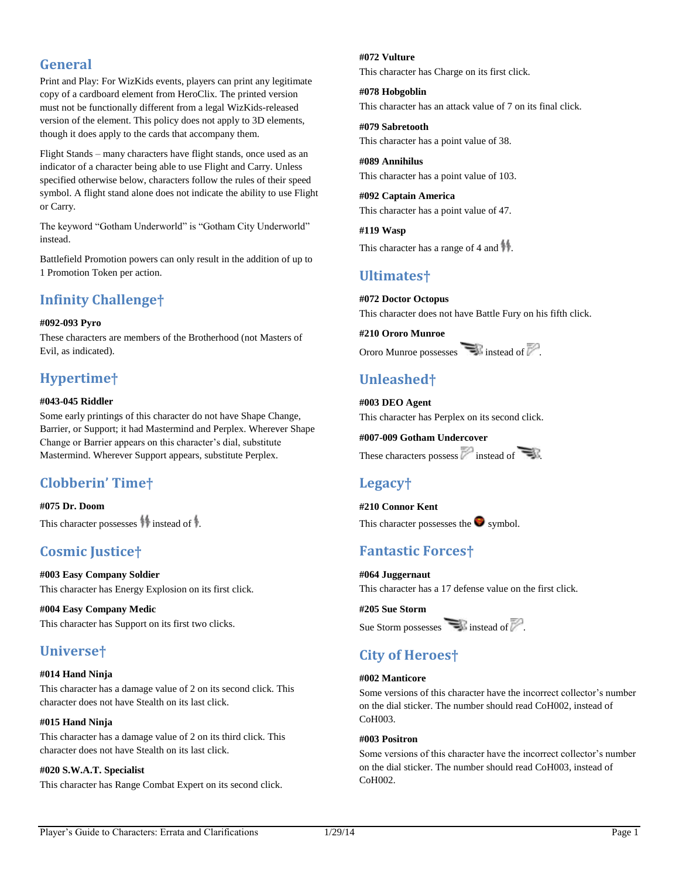## General

Print and Play: For WizKids events, players can print any legitimate copy of a cardboard element from HeroClix. The printed version must not be functionally different from a legal WizKids-released version of the element. This policy does not apply to 3D elements, though it does apply to the cards that accompany them.

Flight Stands – many characters have flight stands, once used as an indicator of a character being able to use Flight and Carry. Unless specified otherwise below, characters follow the rules of their speed symbol. A flight stand alone does not indicate the ability to use Flight or Carry.

The keyword "Gotham Underworld" is "Gotham City Underworld" instead.

Battlefield Promotion powers can only result in the addition of up to 1 Promotion Token per action.

## Infinity Challenge†

**#092-093 Pyro**
These characters are members of the Brotherhood (not Masters of Evil, as indicated).

## Hypertime†

**#043-045 Riddler**
Some early printings of this character do not have Shape Change, Barrier, or Support; it had Mastermind and Perplex. Wherever Shape Change or Barrier appears on this character's dial, substitute Mastermind. Wherever Support appears, substitute Perplex.

## Clobberin' Time†

**#075 Dr. Doom**
This character possesses [double-target symbol] instead of [single-target symbol].

## Cosmic Justice†

**#003 Easy Company Soldier**
This character has Energy Explosion on its first click.

**#004 Easy Company Medic**
This character has Support on its first two clicks.

## Universe†

**#014 Hand Ninja**
This character has a damage value of 2 on its second click. This character does not have Stealth on its last click.

**#015 Hand Ninja**
This character has a damage value of 2 on its third click. This character does not have Stealth on its last click.

**#020 S.W.A.T. Specialist**
This character has Range Combat Expert on its second click.

**#072 Vulture**
This character has Charge on its first click.

**#078 Hobgoblin**
This character has an attack value of 7 on its final click.

**#079 Sabretooth**
This character has a point value of 38.

**#089 Annihilus**
This character has a point value of 103.

**#092 Captain America**
This character has a point value of 47.

**#119 Wasp**
This character has a range of 4 and [double-target symbol].

## Ultimates†

**#072 Doctor Octopus**
This character does not have Battle Fury on his fifth click.

**#210 Ororo Munroe**
Ororo Munroe possesses [flight symbol] instead of [wing symbol].

## Unleashed†

**#003 DEO Agent**
This character has Perplex on its second click.

**#007-009 Gotham Undercover**
These characters possess [wing symbol] instead of [flight symbol].

## Legacy†

**#210 Connor Kent**
This character possesses the [Superman symbol] symbol.

## Fantastic Forces†

**#064 Juggernaut**
This character has a 17 defense value on the first click.

**#205 Sue Storm**
Sue Storm possesses [flight symbol] instead of [wing symbol].

## City of Heroes†

**#002 Manticore**
Some versions of this character have the incorrect collector's number on the dial sticker. The number should read CoH002, instead of CoH003.

**#003 Positron**
Some versions of this character have the incorrect collector's number on the dial sticker. The number should read CoH003, instead of CoH002.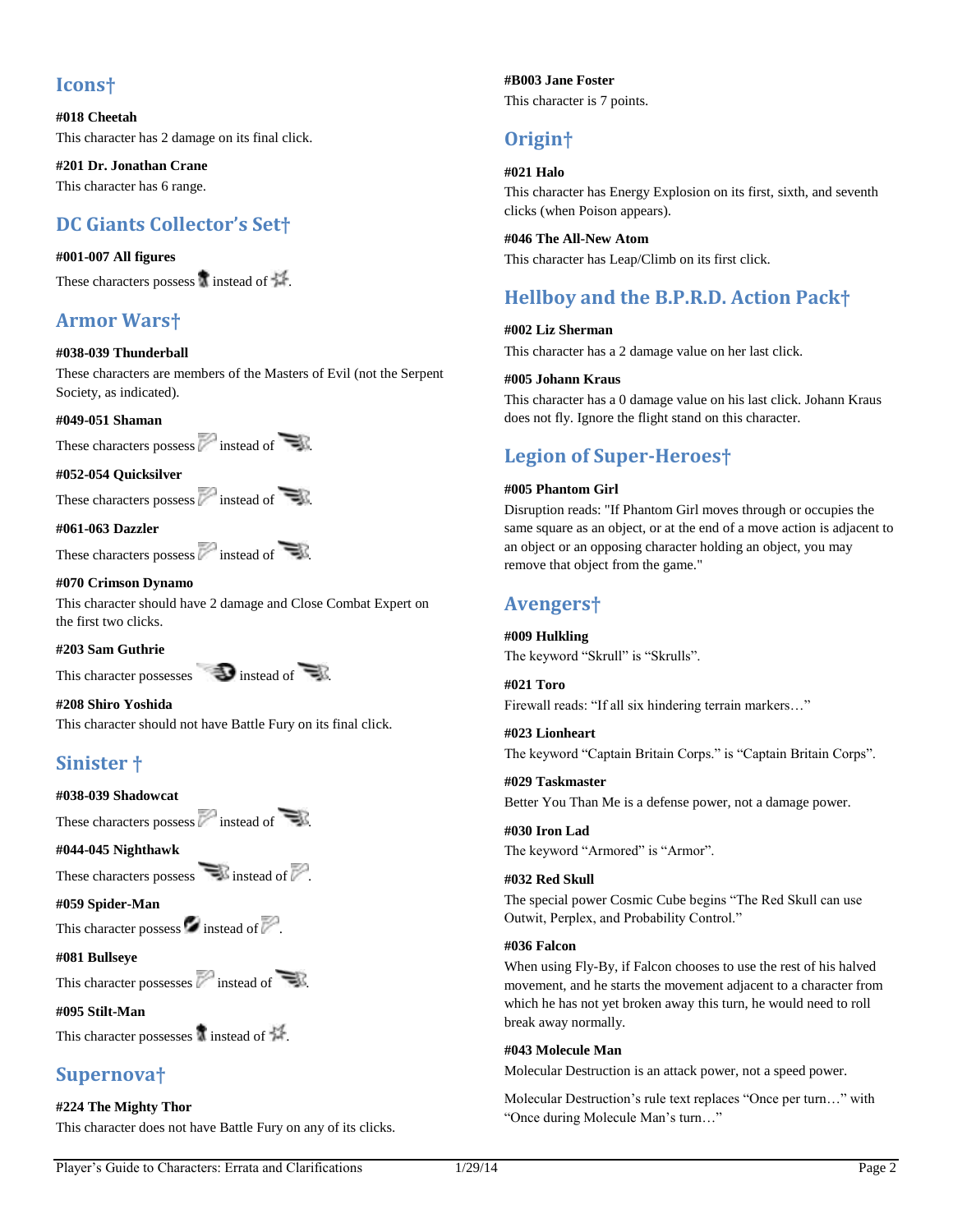## Icons†

**#018 Cheetah**
This character has 2 damage on its final click.

**#201 Dr. Jonathan Crane**
This character has 6 range.

## DC Giants Collector's Set†

**#001-007 All figures**
These characters possess instead of .

## Armor Wars†

**#038-039 Thunderball**
These characters are members of the Masters of Evil (not the Serpent Society, as indicated).

**#049-051 Shaman**
These characters possess instead of .

**#052-054 Quicksilver**
These characters possess instead of .

**#061-063 Dazzler**
These characters possess instead of .

**#070 Crimson Dynamo**
This character should have 2 damage and Close Combat Expert on the first two clicks.

**#203 Sam Guthrie**
This character possesses instead of .

**#208 Shiro Yoshida**
This character should not have Battle Fury on its final click.

## Sinister †

**#038-039 Shadowcat**
These characters possess instead of .

**#044-045 Nighthawk**
These characters possess instead of .

**#059 Spider-Man**
This character possess instead of .

**#081 Bullseye**
This character possesses instead of .

**#095 Stilt-Man**
This character possesses instead of .

## Supernova†

**#224 The Mighty Thor**
This character does not have Battle Fury on any of its clicks.

**#B003 Jane Foster**
This character is 7 points.

## Origin†

**#021 Halo**
This character has Energy Explosion on its first, sixth, and seventh clicks (when Poison appears).

**#046 The All-New Atom**
This character has Leap/Climb on its first click.

## Hellboy and the B.P.R.D. Action Pack†

**#002 Liz Sherman**
This character has a 2 damage value on her last click.

**#005 Johann Kraus**
This character has a 0 damage value on his last click. Johann Kraus does not fly. Ignore the flight stand on this character.

## Legion of Super-Heroes†

**#005 Phantom Girl**
Disruption reads: "If Phantom Girl moves through or occupies the same square as an object, or at the end of a move action is adjacent to an object or an opposing character holding an object, you may remove that object from the game."

## Avengers†

**#009 Hulkling**
The keyword "Skrull" is "Skrulls".

**#021 Toro**
Firewall reads: "If all six hindering terrain markers…"

**#023 Lionheart**
The keyword "Captain Britain Corps." is "Captain Britain Corps".

**#029 Taskmaster**
Better You Than Me is a defense power, not a damage power.

**#030 Iron Lad**
The keyword "Armored" is "Armor".

**#032 Red Skull**
The special power Cosmic Cube begins "The Red Skull can use Outwit, Perplex, and Probability Control."

**#036 Falcon**
When using Fly-By, if Falcon chooses to use the rest of his halved movement, and he starts the movement adjacent to a character from which he has not yet broken away this turn, he would need to roll break away normally.

**#043 Molecule Man**
Molecular Destruction is an attack power, not a speed power.

Molecular Destruction's rule text replaces "Once per turn…" with "Once during Molecule Man's turn…"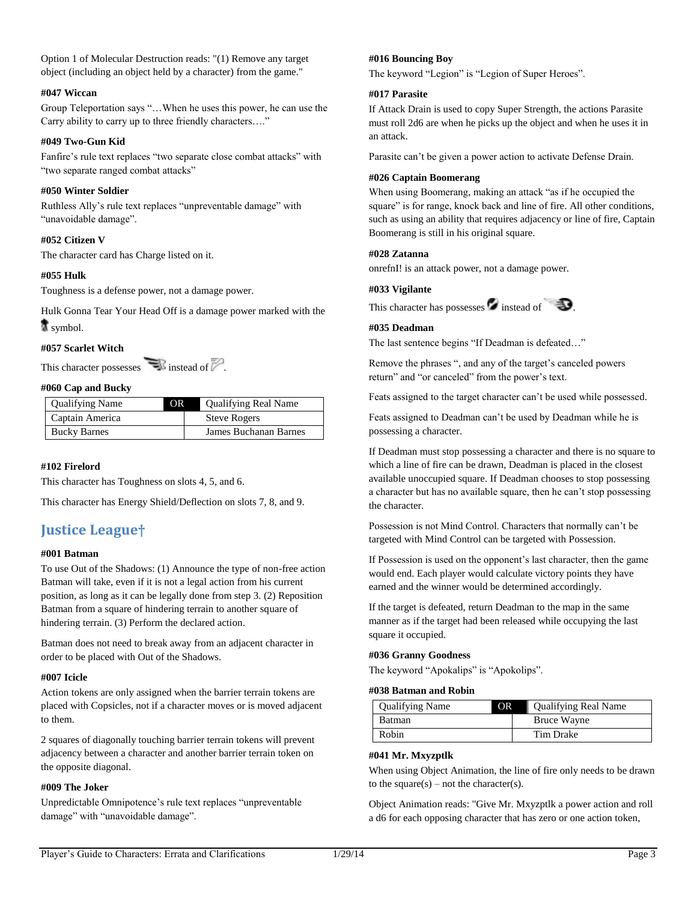Option 1 of Molecular Destruction reads: "(1) Remove any target object (including an object held by a character) from the game."

#### #047 Wiccan

Group Teleportation says "…When he uses this power, he can use the Carry ability to carry up to three friendly characters…."

#### #049 Two-Gun Kid

Fanfire's rule text replaces "two separate close combat attacks" with "two separate ranged combat attacks"

#### #050 Winter Soldier

Ruthless Ally's rule text replaces "unpreventable damage" with "unavoidable damage".

#### #052 Citizen V

The character card has Charge listed on it.

#### #055 Hulk

Toughness is a defense power, not a damage power.

Hulk Gonna Tear Your Head Off is a damage power marked with the symbol.

#### #057 Scarlet Witch

This character possesses instead of .

#### #060 Cap and Bucky

| Qualifying Name | OR | Qualifying Real Name |
|---|---|---|
| Captain America | | Steve Rogers |
| Bucky Barnes | | James Buchanan Barnes |

#### #102 Firelord

This character has Toughness on slots 4, 5, and 6.

This character has Energy Shield/Deflection on slots 7, 8, and 9.

## Justice League†

#### #001 Batman

To use Out of the Shadows: (1) Announce the type of non-free action Batman will take, even if it is not a legal action from his current position, as long as it can be legally done from step 3. (2) Reposition Batman from a square of hindering terrain to another square of hindering terrain. (3) Perform the declared action.

Batman does not need to break away from an adjacent character in order to be placed with Out of the Shadows.

#### #007 Icicle

Action tokens are only assigned when the barrier terrain tokens are placed with Copsicles, not if a character moves or is moved adjacent to them.

2 squares of diagonally touching barrier terrain tokens will prevent adjacency between a character and another barrier terrain token on the opposite diagonal.

#### #009 The Joker

Unpredictable Omnipotence's rule text replaces "unpreventable damage" with "unavoidable damage".

#### #016 Bouncing Boy

The keyword "Legion" is "Legion of Super Heroes".

#### #017 Parasite

If Attack Drain is used to copy Super Strength, the actions Parasite must roll 2d6 are when he picks up the object and when he uses it in an attack.

Parasite can't be given a power action to activate Defense Drain.

#### #026 Captain Boomerang

When using Boomerang, making an attack "as if he occupied the square" is for range, knock back and line of fire. All other conditions, such as using an ability that requires adjacency or line of fire, Captain Boomerang is still in his original square.

#### #028 Zatanna

onrefnI! is an attack power, not a damage power.

#### #033 Vigilante

This character has possesses instead of .

#### #035 Deadman

The last sentence begins "If Deadman is defeated…"

Remove the phrases ", and any of the target's canceled powers return" and "or canceled" from the power's text.

Feats assigned to the target character can't be used while possessed.

Feats assigned to Deadman can't be used by Deadman while he is possessing a character.

If Deadman must stop possessing a character and there is no square to which a line of fire can be drawn, Deadman is placed in the closest available unoccupied square. If Deadman chooses to stop possessing a character but has no available square, then he can't stop possessing the character.

Possession is not Mind Control. Characters that normally can't be targeted with Mind Control can be targeted with Possession.

If Possession is used on the opponent's last character, then the game would end. Each player would calculate victory points they have earned and the winner would be determined accordingly.

If the target is defeated, return Deadman to the map in the same manner as if the target had been released while occupying the last square it occupied.

#### #036 Granny Goodness

The keyword "Apokalips" is "Apokolips".

#### #038 Batman and Robin

| Qualifying Name | OR | Qualifying Real Name |
|---|---|---|
| Batman | | Bruce Wayne |
| Robin | | Tim Drake |

#### #041 Mr. Mxyzptlk

When using Object Animation, the line of fire only needs to be drawn to the square(s) – not the character(s).

Object Animation reads: "Give Mr. Mxyzptlk a power action and roll a d6 for each opposing character that has zero or one action token,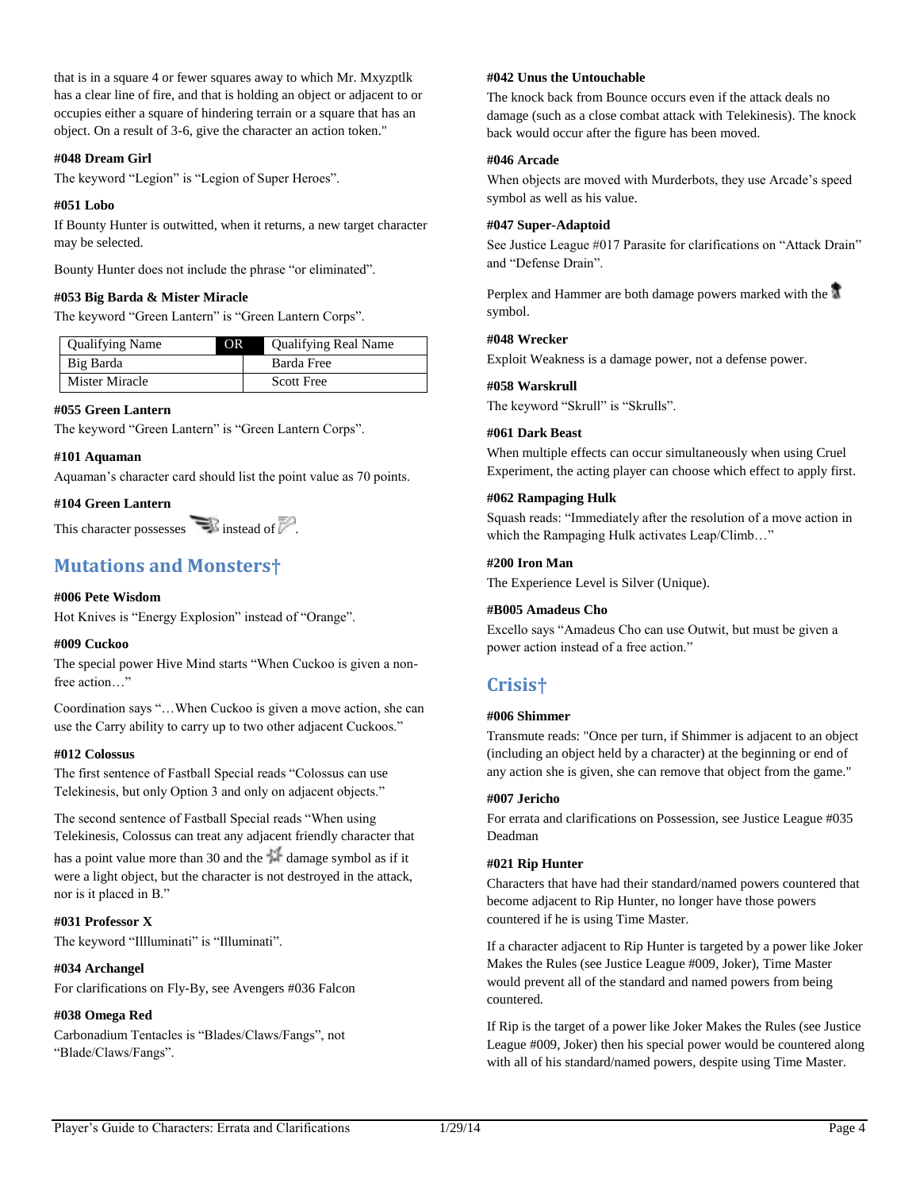that is in a square 4 or fewer squares away to which Mr. Mxyzptlk has a clear line of fire, and that is holding an object or adjacent to or occupies either a square of hindering terrain or a square that has an object. On a result of 3-6, give the character an action token."

**#048 Dream Girl**

The keyword "Legion" is "Legion of Super Heroes".

**#051 Lobo**

If Bounty Hunter is outwitted, when it returns, a new target character may be selected.

Bounty Hunter does not include the phrase "or eliminated".

**#053 Big Barda & Mister Miracle**

The keyword "Green Lantern" is "Green Lantern Corps".

| Qualifying Name | OR | Qualifying Real Name |
|---|---|---|
| Big Barda | | Barda Free |
| Mister Miracle | | Scott Free |

**#055 Green Lantern**

The keyword "Green Lantern" is "Green Lantern Corps".

**#101 Aquaman**

Aquaman's character card should list the point value as 70 points.

**#104 Green Lantern**

This character possesses instead of .

## Mutations and Monsters†

**#006 Pete Wisdom**

Hot Knives is "Energy Explosion" instead of "Orange".

**#009 Cuckoo**

The special power Hive Mind starts "When Cuckoo is given a non-free action…"

Coordination says "…When Cuckoo is given a move action, she can use the Carry ability to carry up to two other adjacent Cuckoos."

**#012 Colossus**

The first sentence of Fastball Special reads "Colossus can use Telekinesis, but only Option 3 and only on adjacent objects."

The second sentence of Fastball Special reads "When using Telekinesis, Colossus can treat any adjacent friendly character that has a point value more than 30 and the damage symbol as if it were a light object, but the character is not destroyed in the attack, nor is it placed in B."

**#031 Professor X**

The keyword "Illluminati" is "Illuminati".

**#034 Archangel**

For clarifications on Fly-By, see Avengers #036 Falcon

**#038 Omega Red**

Carbonadium Tentacles is "Blades/Claws/Fangs", not "Blade/Claws/Fangs".

**#042 Unus the Untouchable**

The knock back from Bounce occurs even if the attack deals no damage (such as a close combat attack with Telekinesis). The knock back would occur after the figure has been moved.

**#046 Arcade**

When objects are moved with Murderbots, they use Arcade's speed symbol as well as his value.

**#047 Super-Adaptoid**

See Justice League #017 Parasite for clarifications on "Attack Drain" and "Defense Drain".

Perplex and Hammer are both damage powers marked with the symbol.

**#048 Wrecker**

Exploit Weakness is a damage power, not a defense power.

**#058 Warskrull**

The keyword "Skrull" is "Skrulls".

**#061 Dark Beast**

When multiple effects can occur simultaneously when using Cruel Experiment, the acting player can choose which effect to apply first.

**#062 Rampaging Hulk**

Squash reads: "Immediately after the resolution of a move action in which the Rampaging Hulk activates Leap/Climb…"

**#200 Iron Man**

The Experience Level is Silver (Unique).

**#B005 Amadeus Cho**

Excello says "Amadeus Cho can use Outwit, but must be given a power action instead of a free action."

## Crisis†

**#006 Shimmer**

Transmute reads: "Once per turn, if Shimmer is adjacent to an object (including an object held by a character) at the beginning or end of any action she is given, she can remove that object from the game."

**#007 Jericho**

For errata and clarifications on Possession, see Justice League #035 Deadman

**#021 Rip Hunter**

Characters that have had their standard/named powers countered that become adjacent to Rip Hunter, no longer have those powers countered if he is using Time Master.

If a character adjacent to Rip Hunter is targeted by a power like Joker Makes the Rules (see Justice League #009, Joker), Time Master would prevent all of the standard and named powers from being countered.

If Rip is the target of a power like Joker Makes the Rules (see Justice League #009, Joker) then his special power would be countered along with all of his standard/named powers, despite using Time Master.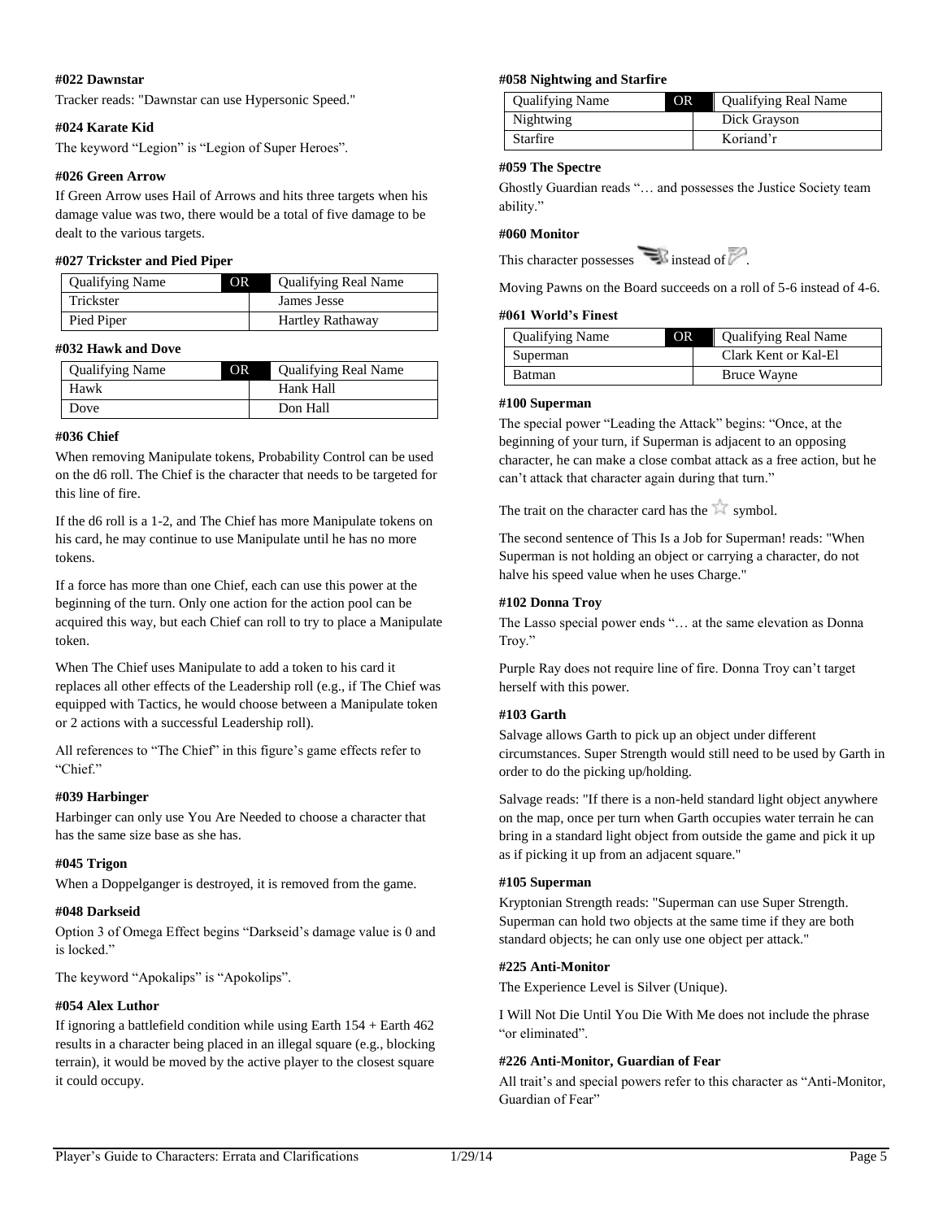#### #022 Dawnstar

Tracker reads: "Dawnstar can use Hypersonic Speed."

#### #024 Karate Kid

The keyword "Legion" is "Legion of Super Heroes".

#### #026 Green Arrow

If Green Arrow uses Hail of Arrows and hits three targets when his damage value was two, there would be a total of five damage to be dealt to the various targets.

#### #027 Trickster and Pied Piper

| Qualifying Name | OR | Qualifying Real Name |
|---|---|---|
| Trickster | | James Jesse |
| Pied Piper | | Hartley Rathaway |

#### #032 Hawk and Dove

| Qualifying Name | OR | Qualifying Real Name |
|---|---|---|
| Hawk | | Hank Hall |
| Dove | | Don Hall |

#### #036 Chief

When removing Manipulate tokens, Probability Control can be used on the d6 roll. The Chief is the character that needs to be targeted for this line of fire.

If the d6 roll is a 1-2, and The Chief has more Manipulate tokens on his card, he may continue to use Manipulate until he has no more tokens.

If a force has more than one Chief, each can use this power at the beginning of the turn. Only one action for the action pool can be acquired this way, but each Chief can roll to try to place a Manipulate token.

When The Chief uses Manipulate to add a token to his card it replaces all other effects of the Leadership roll (e.g., if The Chief was equipped with Tactics, he would choose between a Manipulate token or 2 actions with a successful Leadership roll).

All references to "The Chief" in this figure's game effects refer to "Chief."

#### #039 Harbinger

Harbinger can only use You Are Needed to choose a character that has the same size base as she has.

#### #045 Trigon

When a Doppelganger is destroyed, it is removed from the game.

#### #048 Darkseid

Option 3 of Omega Effect begins "Darkseid's damage value is 0 and is locked."

The keyword "Apokalips" is "Apokolips".

#### #054 Alex Luthor

If ignoring a battlefield condition while using Earth 154 + Earth 462 results in a character being placed in an illegal square (e.g., blocking terrain), it would be moved by the active player to the closest square it could occupy.

#### #058 Nightwing and Starfire

| Qualifying Name | OR | Qualifying Real Name |
|---|---|---|
| Nightwing | | Dick Grayson |
| Starfire | | Koriand'r |

#### #059 The Spectre

Ghostly Guardian reads "… and possesses the Justice Society team ability."

#### #060 Monitor

This character possesses [symbol] instead of [symbol].

Moving Pawns on the Board succeeds on a roll of 5-6 instead of 4-6.

#### #061 World's Finest

| Qualifying Name | OR | Qualifying Real Name |
|---|---|---|
| Superman | | Clark Kent or Kal-El |
| Batman | | Bruce Wayne |

#### #100 Superman

The special power "Leading the Attack" begins: "Once, at the beginning of your turn, if Superman is adjacent to an opposing character, he can make a close combat attack as a free action, but he can't attack that character again during that turn."

The trait on the character card has the [star] symbol.

The second sentence of This Is a Job for Superman! reads: "When Superman is not holding an object or carrying a character, do not halve his speed value when he uses Charge."

#### #102 Donna Troy

The Lasso special power ends "… at the same elevation as Donna Troy."

Purple Ray does not require line of fire. Donna Troy can't target herself with this power.

#### #103 Garth

Salvage allows Garth to pick up an object under different circumstances. Super Strength would still need to be used by Garth in order to do the picking up/holding.

Salvage reads: "If there is a non-held standard light object anywhere on the map, once per turn when Garth occupies water terrain he can bring in a standard light object from outside the game and pick it up as if picking it up from an adjacent square."

#### #105 Superman

Kryptonian Strength reads: "Superman can use Super Strength. Superman can hold two objects at the same time if they are both standard objects; he can only use one object per attack."

#### #225 Anti-Monitor

The Experience Level is Silver (Unique).

I Will Not Die Until You Die With Me does not include the phrase "or eliminated".

#### #226 Anti-Monitor, Guardian of Fear

All trait's and special powers refer to this character as "Anti-Monitor, Guardian of Fear"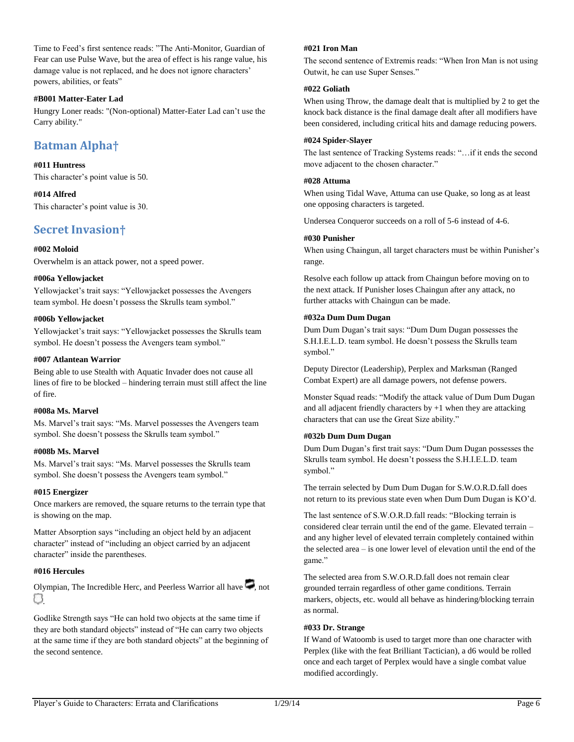Time to Feed's first sentence reads: "The Anti-Monitor, Guardian of Fear can use Pulse Wave, but the area of effect is his range value, his damage value is not replaced, and he does not ignore characters' powers, abilities, or feats"

**#B001 Matter-Eater Lad**

Hungry Loner reads: "(Non-optional) Matter-Eater Lad can't use the Carry ability."

## Batman Alpha†

**#011 Huntress**

This character's point value is 50.

**#014 Alfred**

This character's point value is 30.

## Secret Invasion†

**#002 Moloid**

Overwhelm is an attack power, not a speed power.

**#006a Yellowjacket**

Yellowjacket's trait says: "Yellowjacket possesses the Avengers team symbol. He doesn't possess the Skrulls team symbol."

**#006b Yellowjacket**

Yellowjacket's trait says: "Yellowjacket possesses the Skrulls team symbol. He doesn't possess the Avengers team symbol."

**#007 Atlantean Warrior**

Being able to use Stealth with Aquatic Invader does not cause all lines of fire to be blocked – hindering terrain must still affect the line of fire.

**#008a Ms. Marvel**

Ms. Marvel's trait says: "Ms. Marvel possesses the Avengers team symbol. She doesn't possess the Skrulls team symbol."

**#008b Ms. Marvel**

Ms. Marvel's trait says: "Ms. Marvel possesses the Skrulls team symbol. She doesn't possess the Avengers team symbol."

**#015 Energizer**

Once markers are removed, the square returns to the terrain type that is showing on the map.

Matter Absorption says "including an object held by an adjacent character" instead of "including an object carried by an adjacent character" inside the parentheses.

**#016 Hercules**

Olympian, The Incredible Herc, and Peerless Warrior all have [icon], not [icon].

Godlike Strength says "He can hold two objects at the same time if they are both standard objects" instead of "He can carry two objects at the same time if they are both standard objects" at the beginning of the second sentence.

**#021 Iron Man**

The second sentence of Extremis reads: "When Iron Man is not using Outwit, he can use Super Senses."

**#022 Goliath**

When using Throw, the damage dealt that is multiplied by 2 to get the knock back distance is the final damage dealt after all modifiers have been considered, including critical hits and damage reducing powers.

**#024 Spider-Slayer**

The last sentence of Tracking Systems reads: "…if it ends the second move adjacent to the chosen character."

**#028 Attuma**

When using Tidal Wave, Attuma can use Quake, so long as at least one opposing characters is targeted.

Undersea Conqueror succeeds on a roll of 5-6 instead of 4-6.

**#030 Punisher**

When using Chaingun, all target characters must be within Punisher's range.

Resolve each follow up attack from Chaingun before moving on to the next attack. If Punisher loses Chaingun after any attack, no further attacks with Chaingun can be made.

**#032a Dum Dum Dugan**

Dum Dum Dugan's trait says: "Dum Dum Dugan possesses the S.H.I.E.L.D. team symbol. He doesn't possess the Skrulls team symbol."

Deputy Director (Leadership), Perplex and Marksman (Ranged Combat Expert) are all damage powers, not defense powers.

Monster Squad reads: "Modify the attack value of Dum Dum Dugan and all adjacent friendly characters by +1 when they are attacking characters that can use the Great Size ability."

**#032b Dum Dum Dugan**

Dum Dum Dugan's first trait says: "Dum Dum Dugan possesses the Skrulls team symbol. He doesn't possess the S.H.I.E.L.D. team symbol."

The terrain selected by Dum Dum Dugan for S.W.O.R.D.fall does not return to its previous state even when Dum Dum Dugan is KO'd.

The last sentence of S.W.O.R.D.fall reads: "Blocking terrain is considered clear terrain until the end of the game. Elevated terrain – and any higher level of elevated terrain completely contained within the selected area – is one lower level of elevation until the end of the game."

The selected area from S.W.O.R.D.fall does not remain clear grounded terrain regardless of other game conditions. Terrain markers, objects, etc. would all behave as hindering/blocking terrain as normal.

**#033 Dr. Strange**

If Wand of Watoomb is used to target more than one character with Perplex (like with the feat Brilliant Tactician), a d6 would be rolled once and each target of Perplex would have a single combat value modified accordingly.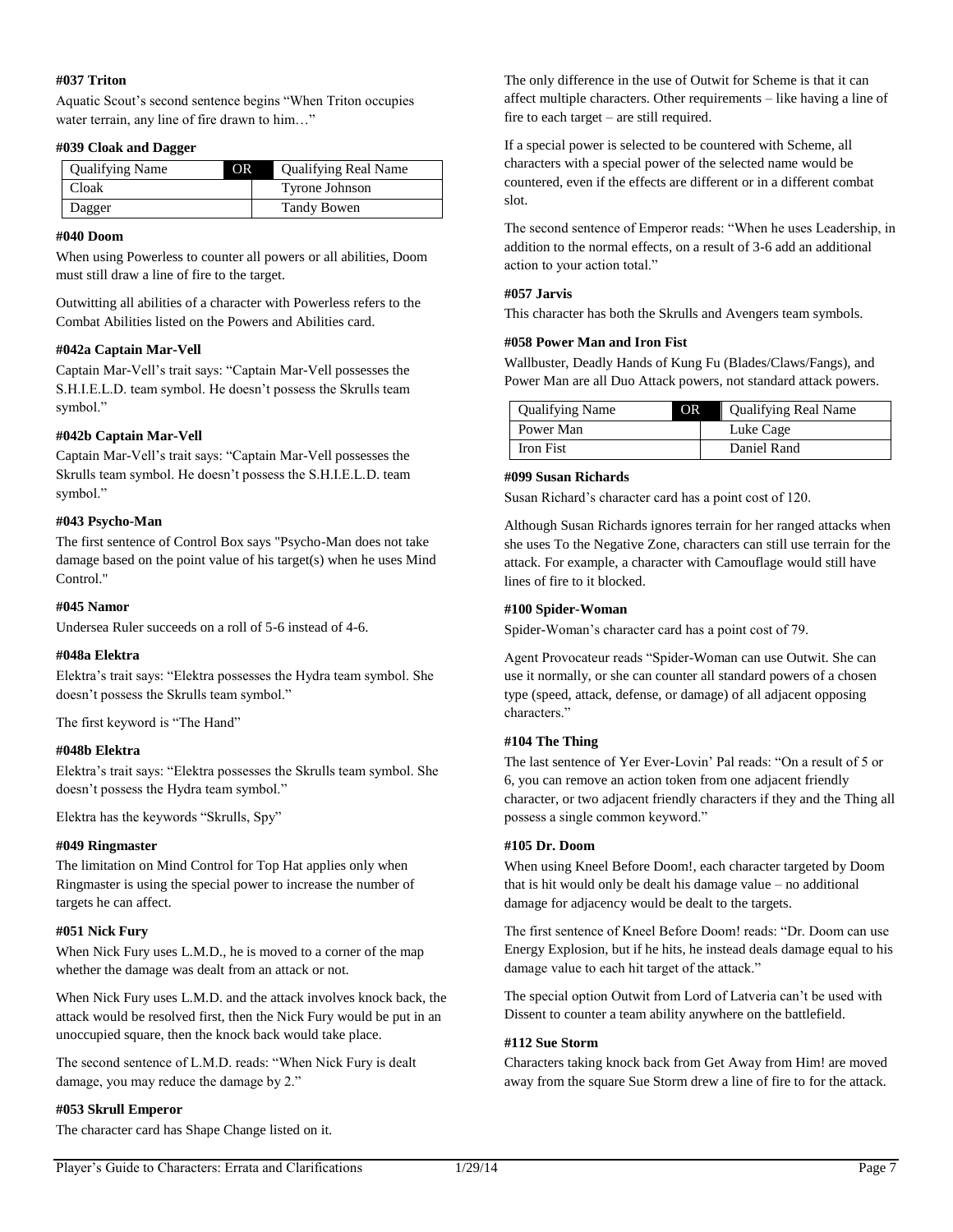#### #037 Triton

Aquatic Scout's second sentence begins "When Triton occupies water terrain, any line of fire drawn to him…"

#### #039 Cloak and Dagger

| Qualifying Name | OR | Qualifying Real Name |
|---|---|---|
| Cloak | | Tyrone Johnson |
| Dagger | | Tandy Bowen |

#### #040 Doom

When using Powerless to counter all powers or all abilities, Doom must still draw a line of fire to the target.

Outwitting all abilities of a character with Powerless refers to the Combat Abilities listed on the Powers and Abilities card.

#### #042a Captain Mar-Vell

Captain Mar-Vell's trait says: "Captain Mar-Vell possesses the S.H.I.E.L.D. team symbol. He doesn't possess the Skrulls team symbol."

#### #042b Captain Mar-Vell

Captain Mar-Vell's trait says: "Captain Mar-Vell possesses the Skrulls team symbol. He doesn't possess the S.H.I.E.L.D. team symbol."

#### #043 Psycho-Man

The first sentence of Control Box says "Psycho-Man does not take damage based on the point value of his target(s) when he uses Mind Control."

#### #045 Namor

Undersea Ruler succeeds on a roll of 5-6 instead of 4-6.

#### #048a Elektra

Elektra's trait says: "Elektra possesses the Hydra team symbol. She doesn't possess the Skrulls team symbol."

The first keyword is "The Hand"

#### #048b Elektra

Elektra's trait says: "Elektra possesses the Skrulls team symbol. She doesn't possess the Hydra team symbol."

Elektra has the keywords "Skrulls, Spy"

#### #049 Ringmaster

The limitation on Mind Control for Top Hat applies only when Ringmaster is using the special power to increase the number of targets he can affect.

#### #051 Nick Fury

When Nick Fury uses L.M.D., he is moved to a corner of the map whether the damage was dealt from an attack or not.

When Nick Fury uses L.M.D. and the attack involves knock back, the attack would be resolved first, then the Nick Fury would be put in an unoccupied square, then the knock back would take place.

The second sentence of L.M.D. reads: "When Nick Fury is dealt damage, you may reduce the damage by 2."

#### #053 Skrull Emperor

The character card has Shape Change listed on it.

The only difference in the use of Outwit for Scheme is that it can affect multiple characters. Other requirements – like having a line of fire to each target – are still required.

If a special power is selected to be countered with Scheme, all characters with a special power of the selected name would be countered, even if the effects are different or in a different combat slot.

The second sentence of Emperor reads: "When he uses Leadership, in addition to the normal effects, on a result of 3-6 add an additional action to your action total."

#### #057 Jarvis

This character has both the Skrulls and Avengers team symbols.

#### #058 Power Man and Iron Fist

Wallbuster, Deadly Hands of Kung Fu (Blades/Claws/Fangs), and Power Man are all Duo Attack powers, not standard attack powers.

| Qualifying Name | OR | Qualifying Real Name |
|---|---|---|
| Power Man | | Luke Cage |
| Iron Fist | | Daniel Rand |

#### #099 Susan Richards

Susan Richard's character card has a point cost of 120.

Although Susan Richards ignores terrain for her ranged attacks when she uses To the Negative Zone, characters can still use terrain for the attack. For example, a character with Camouflage would still have lines of fire to it blocked.

#### #100 Spider-Woman

Spider-Woman's character card has a point cost of 79.

Agent Provocateur reads "Spider-Woman can use Outwit. She can use it normally, or she can counter all standard powers of a chosen type (speed, attack, defense, or damage) of all adjacent opposing characters."

#### #104 The Thing

The last sentence of Yer Ever-Lovin' Pal reads: "On a result of 5 or 6, you can remove an action token from one adjacent friendly character, or two adjacent friendly characters if they and the Thing all possess a single common keyword."

#### #105 Dr. Doom

When using Kneel Before Doom!, each character targeted by Doom that is hit would only be dealt his damage value – no additional damage for adjacency would be dealt to the targets.

The first sentence of Kneel Before Doom! reads: "Dr. Doom can use Energy Explosion, but if he hits, he instead deals damage equal to his damage value to each hit target of the attack."

The special option Outwit from Lord of Latveria can't be used with Dissent to counter a team ability anywhere on the battlefield.

#### #112 Sue Storm

Characters taking knock back from Get Away from Him! are moved away from the square Sue Storm drew a line of fire to for the attack.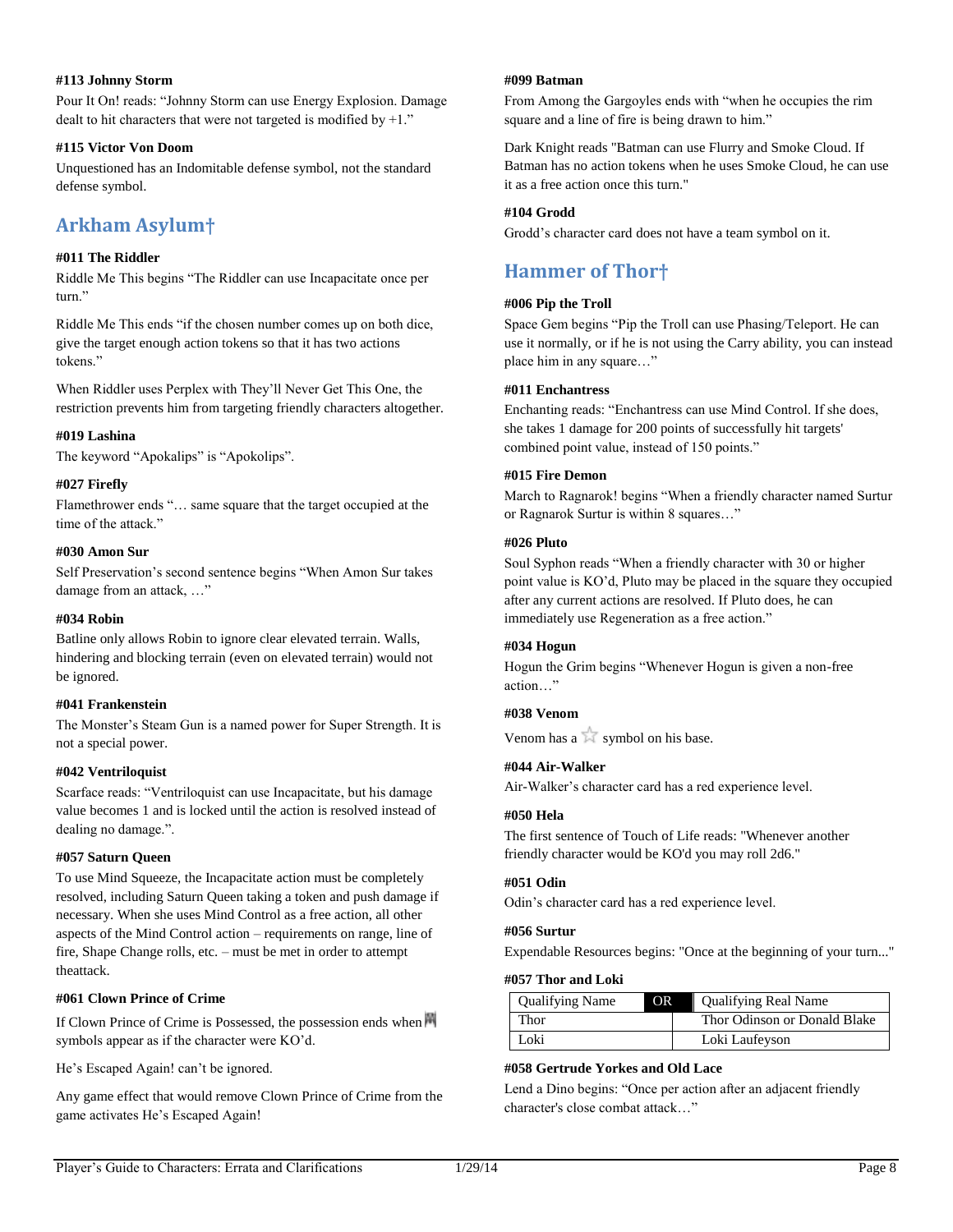#### #113 Johnny Storm

Pour It On! reads: "Johnny Storm can use Energy Explosion. Damage dealt to hit characters that were not targeted is modified by +1."

#### #115 Victor Von Doom

Unquestioned has an Indomitable defense symbol, not the standard defense symbol.

## Arkham Asylum†

#### #011 The Riddler

Riddle Me This begins "The Riddler can use Incapacitate once per turn."

Riddle Me This ends "if the chosen number comes up on both dice, give the target enough action tokens so that it has two actions tokens."

When Riddler uses Perplex with They'll Never Get This One, the restriction prevents him from targeting friendly characters altogether.

#### #019 Lashina

The keyword "Apokalips" is "Apokolips".

#### #027 Firefly

Flamethrower ends "… same square that the target occupied at the time of the attack."

#### #030 Amon Sur

Self Preservation's second sentence begins "When Amon Sur takes damage from an attack, …"

#### #034 Robin

Batline only allows Robin to ignore clear elevated terrain. Walls, hindering and blocking terrain (even on elevated terrain) would not be ignored.

#### #041 Frankenstein

The Monster's Steam Gun is a named power for Super Strength. It is not a special power.

#### #042 Ventriloquist

Scarface reads: "Ventriloquist can use Incapacitate, but his damage value becomes 1 and is locked until the action is resolved instead of dealing no damage.".

#### #057 Saturn Queen

To use Mind Squeeze, the Incapacitate action must be completely resolved, including Saturn Queen taking a token and push damage if necessary. When she uses Mind Control as a free action, all other aspects of the Mind Control action – requirements on range, line of fire, Shape Change rolls, etc. – must be met in order to attempt theattack.

#### #061 Clown Prince of Crime

If Clown Prince of Crime is Possessed, the possession ends when symbols appear as if the character were KO'd.

He's Escaped Again! can't be ignored.

Any game effect that would remove Clown Prince of Crime from the game activates He's Escaped Again!

#### #099 Batman

From Among the Gargoyles ends with "when he occupies the rim square and a line of fire is being drawn to him."

Dark Knight reads "Batman can use Flurry and Smoke Cloud. If Batman has no action tokens when he uses Smoke Cloud, he can use it as a free action once this turn."

#### #104 Grodd

Grodd's character card does not have a team symbol on it.

## Hammer of Thor†

#### #006 Pip the Troll

Space Gem begins "Pip the Troll can use Phasing/Teleport. He can use it normally, or if he is not using the Carry ability, you can instead place him in any square…"

#### #011 Enchantress

Enchanting reads: "Enchantress can use Mind Control. If she does, she takes 1 damage for 200 points of successfully hit targets' combined point value, instead of 150 points."

#### #015 Fire Demon

March to Ragnarok! begins "When a friendly character named Surtur or Ragnarok Surtur is within 8 squares…"

#### #026 Pluto

Soul Syphon reads "When a friendly character with 30 or higher point value is KO'd, Pluto may be placed in the square they occupied after any current actions are resolved. If Pluto does, he can immediately use Regeneration as a free action."

#### #034 Hogun

Hogun the Grim begins "Whenever Hogun is given a non-free action…"

#### #038 Venom

Venom has a ☆ symbol on his base.

#### #044 Air-Walker

Air-Walker's character card has a red experience level.

#### #050 Hela

The first sentence of Touch of Life reads: "Whenever another friendly character would be KO'd you may roll 2d6."

#### #051 Odin

Odin's character card has a red experience level.

#### #056 Surtur

Expendable Resources begins: "Once at the beginning of your turn..."

#### #057 Thor and Loki

| Qualifying Name | OR | Qualifying Real Name |
|---|---|---|
| Thor | | Thor Odinson or Donald Blake |
| Loki | | Loki Laufeyson |

#### #058 Gertrude Yorkes and Old Lace

Lend a Dino begins: "Once per action after an adjacent friendly character's close combat attack…"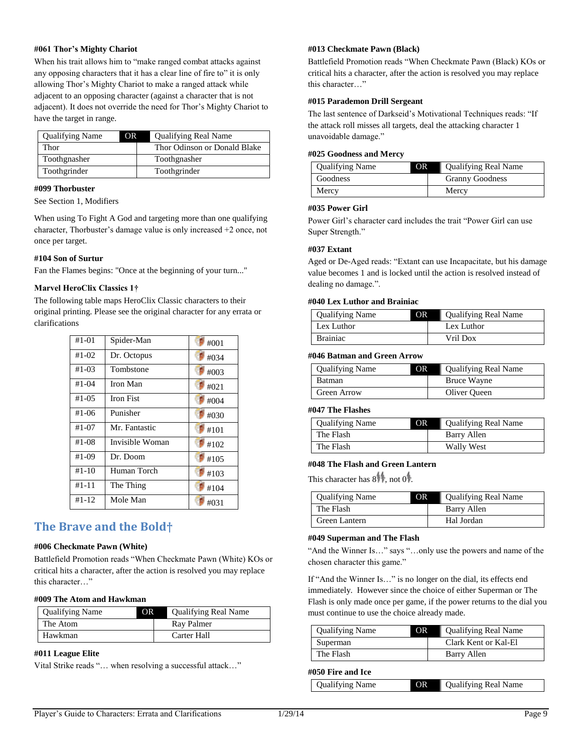#### #061 Thor's Mighty Chariot

When his trait allows him to "make ranged combat attacks against any opposing characters that it has a clear line of fire to" it is only allowing Thor's Mighty Chariot to make a ranged attack while adjacent to an opposing character (against a character that is not adjacent). It does not override the need for Thor's Mighty Chariot to have the target in range.

| Qualifying Name | OR | Qualifying Real Name |
|---|---|---|
| Thor | | Thor Odinson or Donald Blake |
| Toothgnasher | | Toothgnasher |
| Toothgrinder | | Toothgrinder |

#### #099 Thorbuster

See Section 1, Modifiers

When using To Fight A God and targeting more than one qualifying character, Thorbuster's damage value is only increased +2 once, not once per target.

#### #104 Son of Surtur

Fan the Flames begins: "Once at the beginning of your turn..."

#### Marvel HeroClix Classics 1†

The following table maps HeroClix Classic characters to their original printing. Please see the original character for any errata or clarifications

| | | |
|---|---|---|
| #1-01 | Spider-Man | #001 |
| #1-02 | Dr. Octopus | #034 |
| #1-03 | Tombstone | #003 |
| #1-04 | Iron Man | #021 |
| #1-05 | Iron Fist | #004 |
| #1-06 | Punisher | #030 |
| #1-07 | Mr. Fantastic | #101 |
| #1-08 | Invisible Woman | #102 |
| #1-09 | Dr. Doom | #105 |
| #1-10 | Human Torch | #103 |
| #1-11 | The Thing | #104 |
| #1-12 | Mole Man | #031 |

## The Brave and the Bold†

#### #006 Checkmate Pawn (White)

Battlefield Promotion reads "When Checkmate Pawn (White) KOs or critical hits a character, after the action is resolved you may replace this character…"

#### #009 The Atom and Hawkman

| Qualifying Name | OR | Qualifying Real Name |
|---|---|---|
| The Atom | | Ray Palmer |
| Hawkman | | Carter Hall |

#### #011 League Elite

Vital Strike reads "… when resolving a successful attack…"

#### #013 Checkmate Pawn (Black)

Battlefield Promotion reads "When Checkmate Pawn (Black) KOs or critical hits a character, after the action is resolved you may replace this character…"

#### #015 Parademon Drill Sergeant

The last sentence of Darkseid's Motivational Techniques reads: "If the attack roll misses all targets, deal the attacking character 1 unavoidable damage."

#### #025 Goodness and Mercy

| Qualifying Name | OR | Qualifying Real Name |
|---|---|---|
| Goodness | | Granny Goodness |
| Mercy | | Mercy |

#### #035 Power Girl

Power Girl's character card includes the trait "Power Girl can use Super Strength."

#### #037 Extant

Aged or De-Aged reads: "Extant can use Incapacitate, but his damage value becomes 1 and is locked until the action is resolved instead of dealing no damage.".

#### #040 Lex Luthor and Brainiac

| Qualifying Name | OR | Qualifying Real Name |
|---|---|---|
| Lex Luthor | | Lex Luthor |
| Brainiac | | Vril Dox |

#### #046 Batman and Green Arrow

| Qualifying Name | OR | Qualifying Real Name |
|---|---|---|
| Batman | | Bruce Wayne |
| Green Arrow | | Oliver Queen |

#### #047 The Flashes

| Qualifying Name | OR | Qualifying Real Name |
|---|---|---|
| The Flash | | Barry Allen |
| The Flash | | Wally West |

#### #048 The Flash and Green Lantern

This character has 8, not 0.

| Qualifying Name | OR | Qualifying Real Name |
|---|---|---|
| The Flash | | Barry Allen |
| Green Lantern | | Hal Jordan |

#### #049 Superman and The Flash

"And the Winner Is…" says "…only use the powers and name of the chosen character this game."

If "And the Winner Is…" is no longer on the dial, its effects end immediately. However since the choice of either Superman or The Flash is only made once per game, if the power returns to the dial you must continue to use the choice already made.

| Qualifying Name | OR | Qualifying Real Name |
|---|---|---|
| Superman | | Clark Kent or Kal-El |
| The Flash | | Barry Allen |

#### #050 Fire and Ice

| Qualifying Name | OR | Qualifying Real Name |
|---|---|---|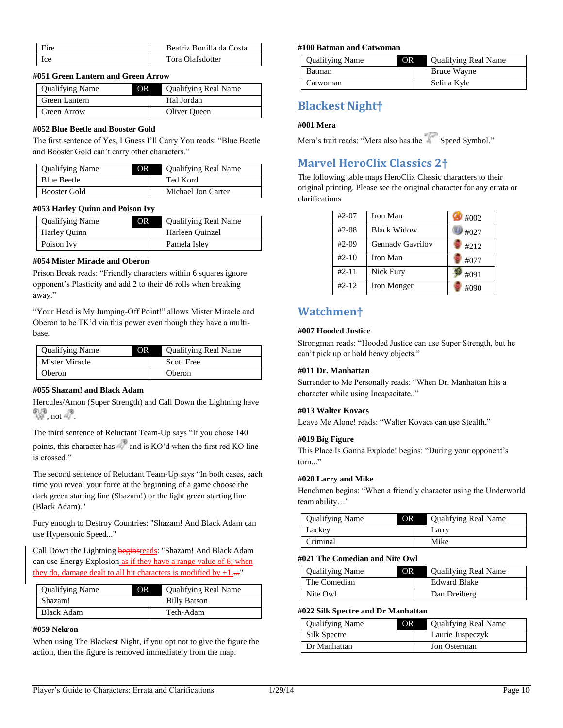| Fire | Beatriz Bonilla da Costa |
|---|---|
| Ice | Tora Olafsdotter |

#### #051 Green Lantern and Green Arrow

| Qualifying Name | OR | Qualifying Real Name |
|---|---|---|
| Green Lantern | | Hal Jordan |
| Green Arrow | | Oliver Queen |

#### #052 Blue Beetle and Booster Gold

The first sentence of Yes, I Guess I'll Carry You reads: "Blue Beetle and Booster Gold can't carry other characters."

| Qualifying Name | OR | Qualifying Real Name |
|---|---|---|
| Blue Beetle | | Ted Kord |
| Booster Gold | | Michael Jon Carter |

#### #053 Harley Quinn and Poison Ivy

| Qualifying Name | OR | Qualifying Real Name |
|---|---|---|
| Harley Quinn | | Harleen Quinzel |
| Poison Ivy | | Pamela Isley |

#### #054 Mister Miracle and Oberon

Prison Break reads: "Friendly characters within 6 squares ignore opponent's Plasticity and add 2 to their d6 rolls when breaking away."

"Your Head is My Jumping-Off Point!" allows Mister Miracle and Oberon to be TK'd via this power even though they have a multi-base.

| Qualifying Name | OR | Qualifying Real Name |
|---|---|---|
| Mister Miracle | | Scott Free |
| Oberon | | Oberon |

#### #055 Shazam! and Black Adam

Hercules/Amon (Super Strength) and Call Down the Lightning have , not .

The third sentence of Reluctant Team-Up says "If you chose 140 points, this character has and is KO'd when the first red KO line is crossed."

The second sentence of Reluctant Team-Up says "In both cases, each time you reveal your force at the beginning of a game choose the dark green starting line (Shazam!) or the light green starting line (Black Adam)."

Fury enough to Destroy Countries: "Shazam! And Black Adam can use Hypersonic Speed..."

Call Down the Lightning ~~begins~~reads: "Shazam! And Black Adam can use Energy Explosion as if they have a range value of 6; when they do, damage dealt to all hit characters is modified by +1.~~...~~"

| Qualifying Name | OR | Qualifying Real Name |
|---|---|---|
| Shazam! | | Billy Batson |
| Black Adam | | Teth-Adam |

#### #059 Nekron

When using The Blackest Night, if you opt not to give the figure the action, then the figure is removed immediately from the map.

#### #100 Batman and Catwoman

| Qualifying Name | OR | Qualifying Real Name |
|---|---|---|
| Batman | | Bruce Wayne |
| Catwoman | | Selina Kyle |

## Blackest Night†

#### #001 Mera

Mera's trait reads: "Mera also has the Speed Symbol."

## Marvel HeroClix Classics 2†

The following table maps HeroClix Classic characters to their original printing. Please see the original character for any errata or clarifications

| #2-07 | Iron Man | #002 |
|---|---|---|
| #2-08 | Black Widow | #027 |
| #2-09 | Gennady Gavrilov | #212 |
| #2-10 | Iron Man | #077 |
| #2-11 | Nick Fury | #091 |
| #2-12 | Iron Monger | #090 |

## Watchmen†

#### #007 Hooded Justice

Strongman reads: "Hooded Justice can use Super Strength, but he can't pick up or hold heavy objects."

#### #011 Dr. Manhattan

Surrender to Me Personally reads: "When Dr. Manhattan hits a character while using Incapacitate.."

#### #013 Walter Kovacs

Leave Me Alone! reads: "Walter Kovacs can use Stealth."

#### #019 Big Figure

This Place Is Gonna Explode! begins: "During your opponent's turn..."

#### #020 Larry and Mike

Henchmen begins: "When a friendly character using the Underworld team ability…"

| Qualifying Name | OR | Qualifying Real Name |
|---|---|---|
| Lackey | | Larry |
| Criminal | | Mike |

#### #021 The Comedian and Nite Owl

| Qualifying Name | OR | Qualifying Real Name |
|---|---|---|
| The Comedian | | Edward Blake |
| Nite Owl | | Dan Dreiberg |

#### #022 Silk Spectre and Dr Manhattan

| Qualifying Name | OR | Qualifying Real Name |
|---|---|---|
| Silk Spectre | | Laurie Juspeczyk |
| Dr Manhattan | | Jon Osterman |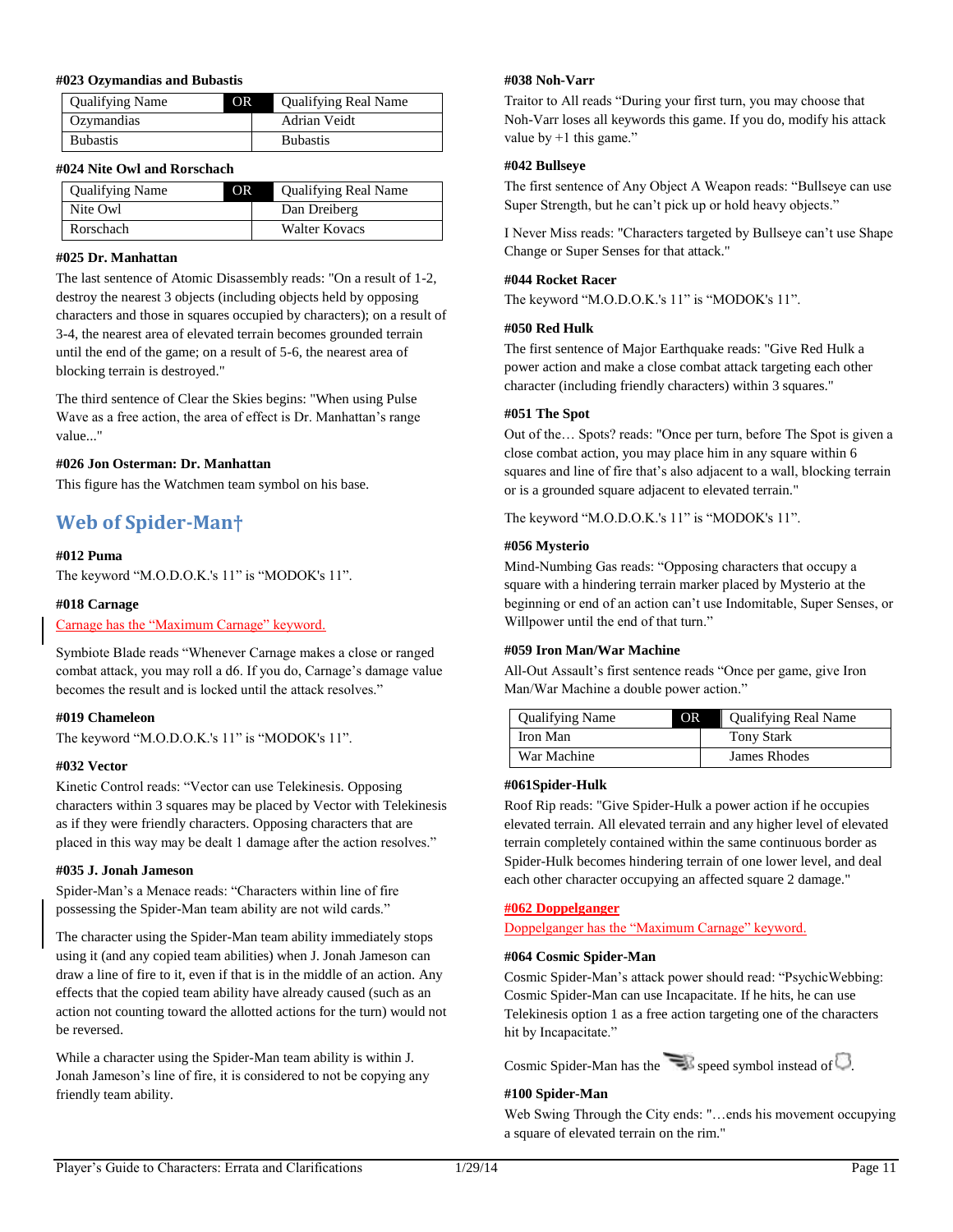#### #023 Ozymandias and Bubastis

| Qualifying Name | OR | Qualifying Real Name |
|---|---|---|
| Ozymandias | | Adrian Veidt |
| Bubastis | | Bubastis |

#### #024 Nite Owl and Rorschach

| Qualifying Name | OR | Qualifying Real Name |
|---|---|---|
| Nite Owl | | Dan Dreiberg |
| Rorschach | | Walter Kovacs |

#### #025 Dr. Manhattan

The last sentence of Atomic Disassembly reads: "On a result of 1-2, destroy the nearest 3 objects (including objects held by opposing characters and those in squares occupied by characters); on a result of 3-4, the nearest area of elevated terrain becomes grounded terrain until the end of the game; on a result of 5-6, the nearest area of blocking terrain is destroyed."

The third sentence of Clear the Skies begins: "When using Pulse Wave as a free action, the area of effect is Dr. Manhattan's range value..."

#### #026 Jon Osterman: Dr. Manhattan

This figure has the Watchmen team symbol on his base.

## Web of Spider-Man†

#### #012 Puma

The keyword "M.O.D.O.K.'s 11" is "MODOK's 11".

#### #018 Carnage

Carnage has the "Maximum Carnage" keyword.

Symbiote Blade reads "Whenever Carnage makes a close or ranged combat attack, you may roll a d6. If you do, Carnage's damage value becomes the result and is locked until the attack resolves."

#### #019 Chameleon

The keyword "M.O.D.O.K.'s 11" is "MODOK's 11".

#### #032 Vector

Kinetic Control reads: "Vector can use Telekinesis. Opposing characters within 3 squares may be placed by Vector with Telekinesis as if they were friendly characters. Opposing characters that are placed in this way may be dealt 1 damage after the action resolves."

#### #035 J. Jonah Jameson

Spider-Man's a Menace reads: "Characters within line of fire possessing the Spider-Man team ability are not wild cards."

The character using the Spider-Man team ability immediately stops using it (and any copied team abilities) when J. Jonah Jameson can draw a line of fire to it, even if that is in the middle of an action. Any effects that the copied team ability have already caused (such as an action not counting toward the allotted actions for the turn) would not be reversed.

While a character using the Spider-Man team ability is within J. Jonah Jameson's line of fire, it is considered to not be copying any friendly team ability.

#### #038 Noh-Varr

Traitor to All reads "During your first turn, you may choose that Noh-Varr loses all keywords this game. If you do, modify his attack value by +1 this game."

#### #042 Bullseye

The first sentence of Any Object A Weapon reads: "Bullseye can use Super Strength, but he can't pick up or hold heavy objects."

I Never Miss reads: "Characters targeted by Bullseye can't use Shape Change or Super Senses for that attack."

#### #044 Rocket Racer

The keyword "M.O.D.O.K.'s 11" is "MODOK's 11".

#### #050 Red Hulk

The first sentence of Major Earthquake reads: "Give Red Hulk a power action and make a close combat attack targeting each other character (including friendly characters) within 3 squares."

#### #051 The Spot

Out of the… Spots? reads: "Once per turn, before The Spot is given a close combat action, you may place him in any square within 6 squares and line of fire that's also adjacent to a wall, blocking terrain or is a grounded square adjacent to elevated terrain."

The keyword "M.O.D.O.K.'s 11" is "MODOK's 11".

#### #056 Mysterio

Mind-Numbing Gas reads: "Opposing characters that occupy a square with a hindering terrain marker placed by Mysterio at the beginning or end of an action can't use Indomitable, Super Senses, or Willpower until the end of that turn."

#### #059 Iron Man/War Machine

All-Out Assault's first sentence reads "Once per game, give Iron Man/War Machine a double power action."

| Qualifying Name | OR | Qualifying Real Name |
|---|---|---|
| Iron Man | | Tony Stark |
| War Machine | | James Rhodes |

#### #061Spider-Hulk

Roof Rip reads: "Give Spider-Hulk a power action if he occupies elevated terrain. All elevated terrain and any higher level of elevated terrain completely contained within the same continuous border as Spider-Hulk becomes hindering terrain of one lower level, and deal each other character occupying an affected square 2 damage."

#### #062 Doppelganger

Doppelganger has the "Maximum Carnage" keyword.

#### #064 Cosmic Spider-Man

Cosmic Spider-Man's attack power should read: "PsychicWebbing: Cosmic Spider-Man can use Incapacitate. If he hits, he can use Telekinesis option 1 as a free action targeting one of the characters hit by Incapacitate."

Cosmic Spider-Man has the speed symbol instead of .

#### #100 Spider-Man

Web Swing Through the City ends: "…ends his movement occupying a square of elevated terrain on the rim."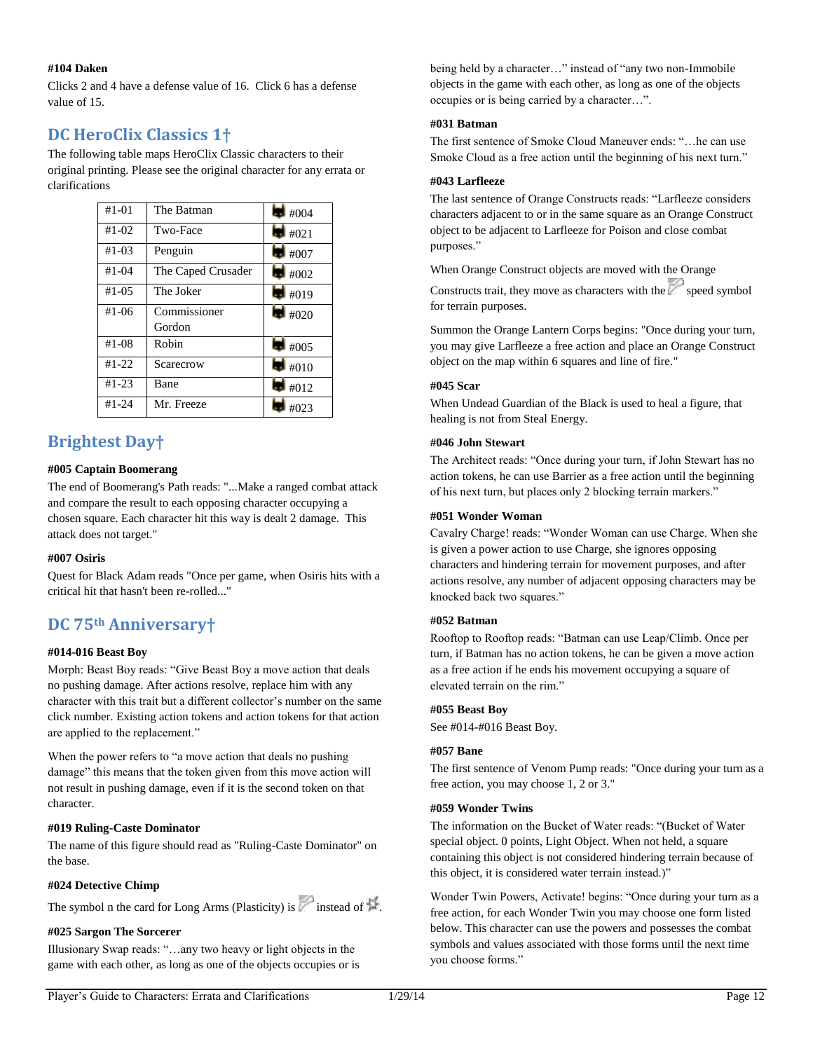#### #104 Daken

Clicks 2 and 4 have a defense value of 16. Click 6 has a defense value of 15.

## DC HeroClix Classics 1†

The following table maps HeroClix Classic characters to their original printing. Please see the original character for any errata or clarifications

| | | |
|---|---|---|
| #1-01 | The Batman | #004 |
| #1-02 | Two-Face | #021 |
| #1-03 | Penguin | #007 |
| #1-04 | The Caped Crusader | #002 |
| #1-05 | The Joker | #019 |
| #1-06 | Commissioner Gordon | #020 |
| #1-08 | Robin | #005 |
| #1-22 | Scarecrow | #010 |
| #1-23 | Bane | #012 |
| #1-24 | Mr. Freeze | #023 |

## Brightest Day†

#### #005 Captain Boomerang

The end of Boomerang's Path reads: "...Make a ranged combat attack and compare the result to each opposing character occupying a chosen square. Each character hit this way is dealt 2 damage. This attack does not target."

#### #007 Osiris

Quest for Black Adam reads "Once per game, when Osiris hits with a critical hit that hasn't been re-rolled..."

## DC 75th Anniversary†

#### #014-016 Beast Boy

Morph: Beast Boy reads: "Give Beast Boy a move action that deals no pushing damage. After actions resolve, replace him with any character with this trait but a different collector's number on the same click number. Existing action tokens and action tokens for that action are applied to the replacement."

When the power refers to "a move action that deals no pushing damage" this means that the token given from this move action will not result in pushing damage, even if it is the second token on that character.

#### #019 Ruling-Caste Dominator

The name of this figure should read as "Ruling-Caste Dominator" on the base.

#### #024 Detective Chimp

The symbol n the card for Long Arms (Plasticity) is instead of .

#### #025 Sargon The Sorcerer

Illusionary Swap reads: "…any two heavy or light objects in the game with each other, as long as one of the objects occupies or is being held by a character…" instead of "any two non-Immobile objects in the game with each other, as long as one of the objects occupies or is being carried by a character…".

#### #031 Batman

The first sentence of Smoke Cloud Maneuver ends: "…he can use Smoke Cloud as a free action until the beginning of his next turn."

#### #043 Larfleeze

The last sentence of Orange Constructs reads: "Larfleeze considers characters adjacent to or in the same square as an Orange Construct object to be adjacent to Larfleeze for Poison and close combat purposes."

When Orange Construct objects are moved with the Orange Constructs trait, they move as characters with the speed symbol for terrain purposes.

Summon the Orange Lantern Corps begins: "Once during your turn, you may give Larfleeze a free action and place an Orange Construct object on the map within 6 squares and line of fire."

#### #045 Scar

When Undead Guardian of the Black is used to heal a figure, that healing is not from Steal Energy.

#### #046 John Stewart

The Architect reads: "Once during your turn, if John Stewart has no action tokens, he can use Barrier as a free action until the beginning of his next turn, but places only 2 blocking terrain markers."

#### #051 Wonder Woman

Cavalry Charge! reads: "Wonder Woman can use Charge. When she is given a power action to use Charge, she ignores opposing characters and hindering terrain for movement purposes, and after actions resolve, any number of adjacent opposing characters may be knocked back two squares."

#### #052 Batman

Rooftop to Rooftop reads: "Batman can use Leap/Climb. Once per turn, if Batman has no action tokens, he can be given a move action as a free action if he ends his movement occupying a square of elevated terrain on the rim."

#### #055 Beast Boy

See #014-#016 Beast Boy.

#### #057 Bane

The first sentence of Venom Pump reads: "Once during your turn as a free action, you may choose 1, 2 or 3."

#### #059 Wonder Twins

The information on the Bucket of Water reads: "(Bucket of Water special object. 0 points, Light Object. When not held, a square containing this object is not considered hindering terrain because of this object, it is considered water terrain instead.)"

Wonder Twin Powers, Activate! begins: "Once during your turn as a free action, for each Wonder Twin you may choose one form listed below. This character can use the powers and possesses the combat symbols and values associated with those forms until the next time you choose forms."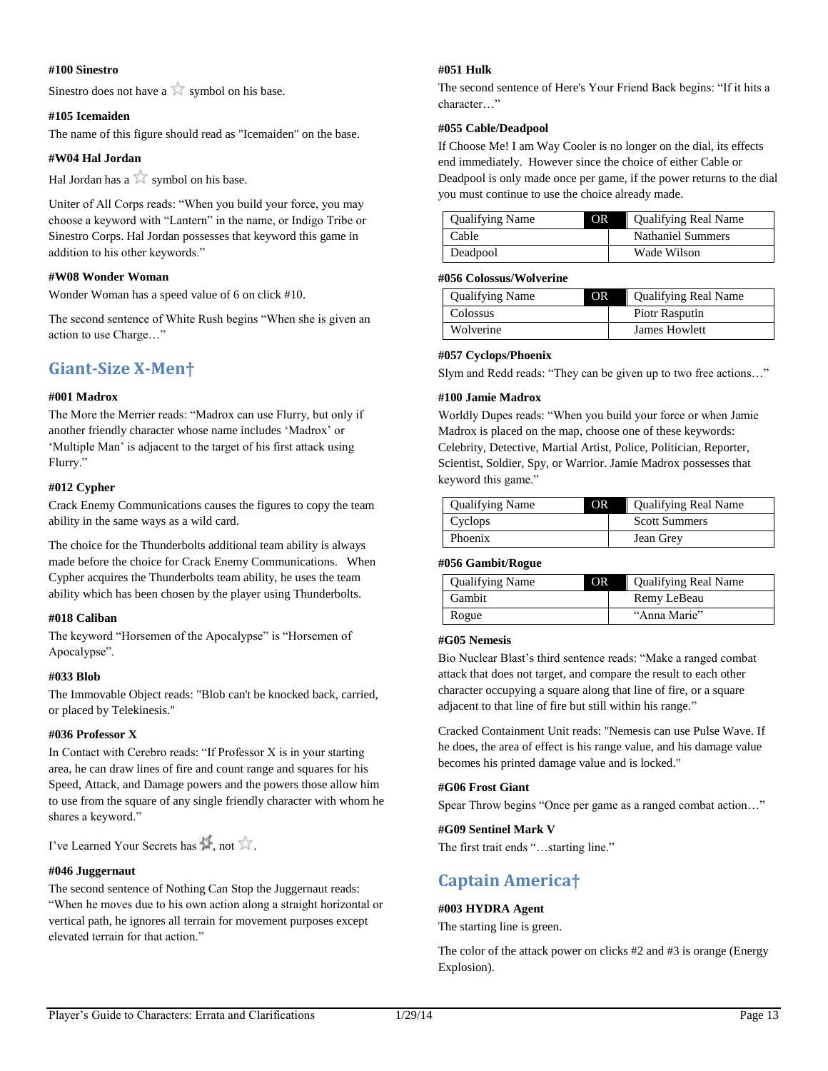#### #100 Sinestro

Sinestro does not have a ☆ symbol on his base.

#### #105 Icemaiden

The name of this figure should read as "Icemaiden" on the base.

#### #W04 Hal Jordan

Hal Jordan has a ☆ symbol on his base.

Uniter of All Corps reads: "When you build your force, you may choose a keyword with "Lantern" in the name, or Indigo Tribe or Sinestro Corps. Hal Jordan possesses that keyword this game in addition to his other keywords."

#### #W08 Wonder Woman

Wonder Woman has a speed value of 6 on click #10.

The second sentence of White Rush begins "When she is given an action to use Charge…"

## Giant-Size X-Men†

#### #001 Madrox

The More the Merrier reads: "Madrox can use Flurry, but only if another friendly character whose name includes 'Madrox' or 'Multiple Man' is adjacent to the target of his first attack using Flurry."

#### #012 Cypher

Crack Enemy Communications causes the figures to copy the team ability in the same ways as a wild card.

The choice for the Thunderbolts additional team ability is always made before the choice for Crack Enemy Communications. When Cypher acquires the Thunderbolts team ability, he uses the team ability which has been chosen by the player using Thunderbolts.

#### #018 Caliban

The keyword "Horsemen of the Apocalypse" is "Horsemen of Apocalypse".

#### #033 Blob

The Immovable Object reads: "Blob can't be knocked back, carried, or placed by Telekinesis."

#### #036 Professor X

In Contact with Cerebro reads: "If Professor X is in your starting area, he can draw lines of fire and count range and squares for his Speed, Attack, and Damage powers and the powers those allow him to use from the square of any single friendly character with whom he shares a keyword."

I've Learned Your Secrets has ✫, not ☆.

#### #046 Juggernaut

The second sentence of Nothing Can Stop the Juggernaut reads: "When he moves due to his own action along a straight horizontal or vertical path, he ignores all terrain for movement purposes except elevated terrain for that action."

#### #051 Hulk

The second sentence of Here's Your Friend Back begins: "If it hits a character…"

#### #055 Cable/Deadpool

If Choose Me! I am Way Cooler is no longer on the dial, its effects end immediately. However since the choice of either Cable or Deadpool is only made once per game, if the power returns to the dial you must continue to use the choice already made.

| Qualifying Name | OR | Qualifying Real Name |
|---|---|---|
| Cable | | Nathaniel Summers |
| Deadpool | | Wade Wilson |

#### #056 Colossus/Wolverine

| Qualifying Name | OR | Qualifying Real Name |
|---|---|---|
| Colossus | | Piotr Rasputin |
| Wolverine | | James Howlett |

#### #057 Cyclops/Phoenix

Slym and Redd reads: "They can be given up to two free actions…"

#### #100 Jamie Madrox

Worldly Dupes reads: "When you build your force or when Jamie Madrox is placed on the map, choose one of these keywords: Celebrity, Detective, Martial Artist, Police, Politician, Reporter, Scientist, Soldier, Spy, or Warrior. Jamie Madrox possesses that keyword this game."

| Qualifying Name | OR | Qualifying Real Name |
|---|---|---|
| Cyclops | | Scott Summers |
| Phoenix | | Jean Grey |

#### #056 Gambit/Rogue

| Qualifying Name | OR | Qualifying Real Name |
|---|---|---|
| Gambit | | Remy LeBeau |
| Rogue | | "Anna Marie" |

#### #G05 Nemesis

Bio Nuclear Blast's third sentence reads: "Make a ranged combat attack that does not target, and compare the result to each other character occupying a square along that line of fire, or a square adjacent to that line of fire but still within his range."

Cracked Containment Unit reads: "Nemesis can use Pulse Wave. If he does, the area of effect is his range value, and his damage value becomes his printed damage value and is locked."

#### #G06 Frost Giant

Spear Throw begins "Once per game as a ranged combat action…"

#### #G09 Sentinel Mark V

The first trait ends "…starting line."

## Captain America†

#### #003 HYDRA Agent

The starting line is green.

The color of the attack power on clicks #2 and #3 is orange (Energy Explosion).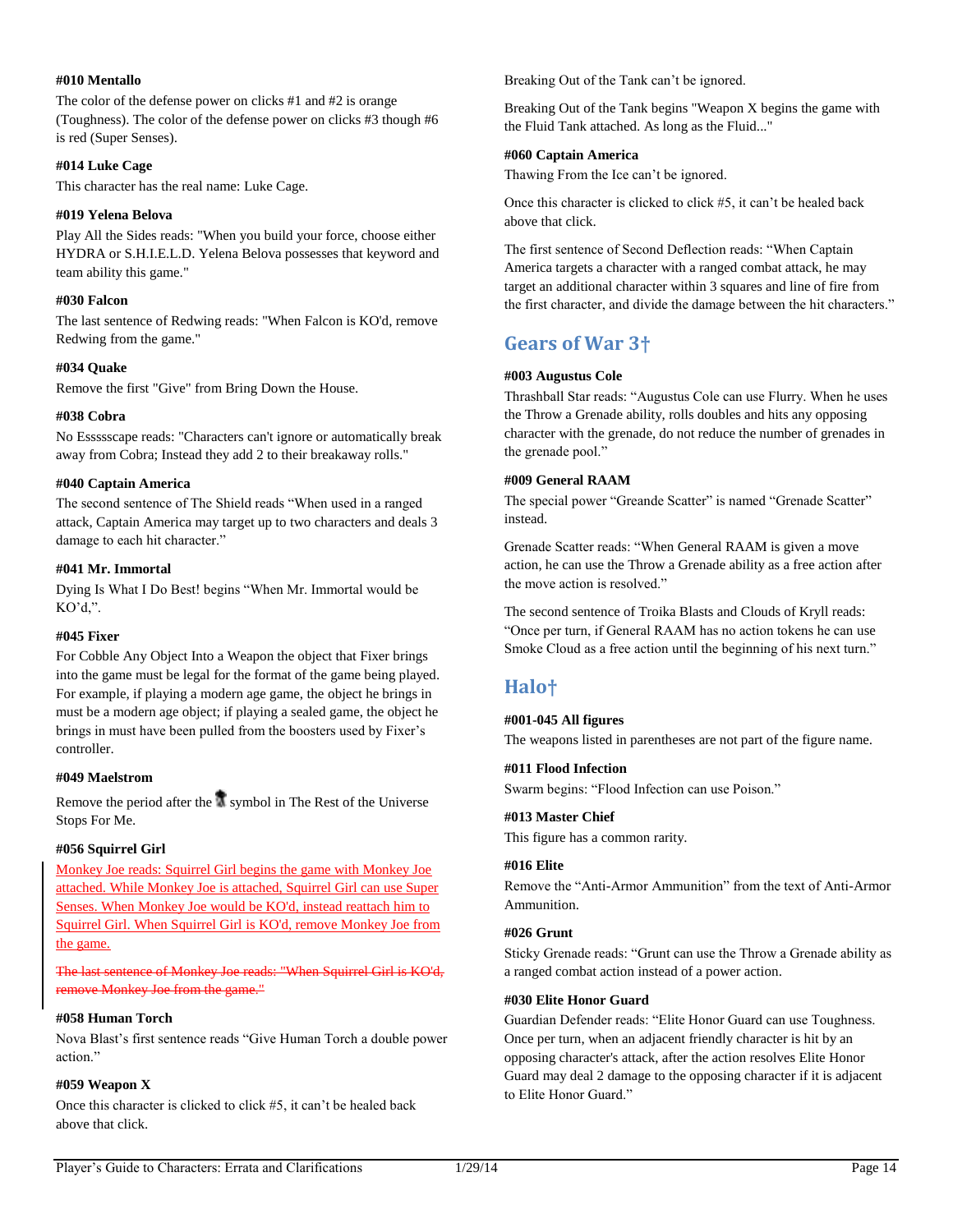**#010 Mentallo**

The color of the defense power on clicks #1 and #2 is orange (Toughness). The color of the defense power on clicks #3 though #6 is red (Super Senses).

**#014 Luke Cage**

This character has the real name: Luke Cage.

**#019 Yelena Belova**

Play All the Sides reads: "When you build your force, choose either HYDRA or S.H.I.E.L.D. Yelena Belova possesses that keyword and team ability this game."

**#030 Falcon**

The last sentence of Redwing reads: "When Falcon is KO'd, remove Redwing from the game."

**#034 Quake**

Remove the first "Give" from Bring Down the House.

**#038 Cobra**

No Essssscape reads: "Characters can't ignore or automatically break away from Cobra; Instead they add 2 to their breakaway rolls."

**#040 Captain America**

The second sentence of The Shield reads "When used in a ranged attack, Captain America may target up to two characters and deals 3 damage to each hit character."

**#041 Mr. Immortal**

Dying Is What I Do Best! begins "When Mr. Immortal would be KO'd,".

**#045 Fixer**

For Cobble Any Object Into a Weapon the object that Fixer brings into the game must be legal for the format of the game being played. For example, if playing a modern age game, the object he brings in must be a modern age object; if playing a sealed game, the object he brings in must have been pulled from the boosters used by Fixer's controller.

**#049 Maelstrom**

Remove the period after the symbol in The Rest of the Universe Stops For Me.

**#056 Squirrel Girl**

Monkey Joe reads: Squirrel Girl begins the game with Monkey Joe attached. While Monkey Joe is attached, Squirrel Girl can use Super Senses. When Monkey Joe would be KO'd, instead reattach him to Squirrel Girl. When Squirrel Girl is KO'd, remove Monkey Joe from the game.

~~The last sentence of Monkey Joe reads: "When Squirrel Girl is KO'd, remove Monkey Joe from the game."~~

**#058 Human Torch**

Nova Blast's first sentence reads "Give Human Torch a double power action."

**#059 Weapon X**

Once this character is clicked to click #5, it can't be healed back above that click.

Breaking Out of the Tank can't be ignored.

Breaking Out of the Tank begins "Weapon X begins the game with the Fluid Tank attached. As long as the Fluid..."

**#060 Captain America**

Thawing From the Ice can't be ignored.

Once this character is clicked to click #5, it can't be healed back above that click.

The first sentence of Second Deflection reads: "When Captain America targets a character with a ranged combat attack, he may target an additional character within 3 squares and line of fire from the first character, and divide the damage between the hit characters."

## Gears of War 3†

**#003 Augustus Cole**

Thrashball Star reads: "Augustus Cole can use Flurry. When he uses the Throw a Grenade ability, rolls doubles and hits any opposing character with the grenade, do not reduce the number of grenades in the grenade pool."

**#009 General RAAM**

The special power "Greande Scatter" is named "Grenade Scatter" instead.

Grenade Scatter reads: "When General RAAM is given a move action, he can use the Throw a Grenade ability as a free action after the move action is resolved."

The second sentence of Troika Blasts and Clouds of Kryll reads: "Once per turn, if General RAAM has no action tokens he can use Smoke Cloud as a free action until the beginning of his next turn."

## Halo†

**#001-045 All figures**

The weapons listed in parentheses are not part of the figure name.

**#011 Flood Infection**

Swarm begins: "Flood Infection can use Poison."

**#013 Master Chief**

This figure has a common rarity.

**#016 Elite**

Remove the "Anti-Armor Ammunition" from the text of Anti-Armor Ammunition.

**#026 Grunt**

Sticky Grenade reads: "Grunt can use the Throw a Grenade ability as a ranged combat action instead of a power action.

**#030 Elite Honor Guard**

Guardian Defender reads: "Elite Honor Guard can use Toughness. Once per turn, when an adjacent friendly character is hit by an opposing character's attack, after the action resolves Elite Honor Guard may deal 2 damage to the opposing character if it is adjacent to Elite Honor Guard."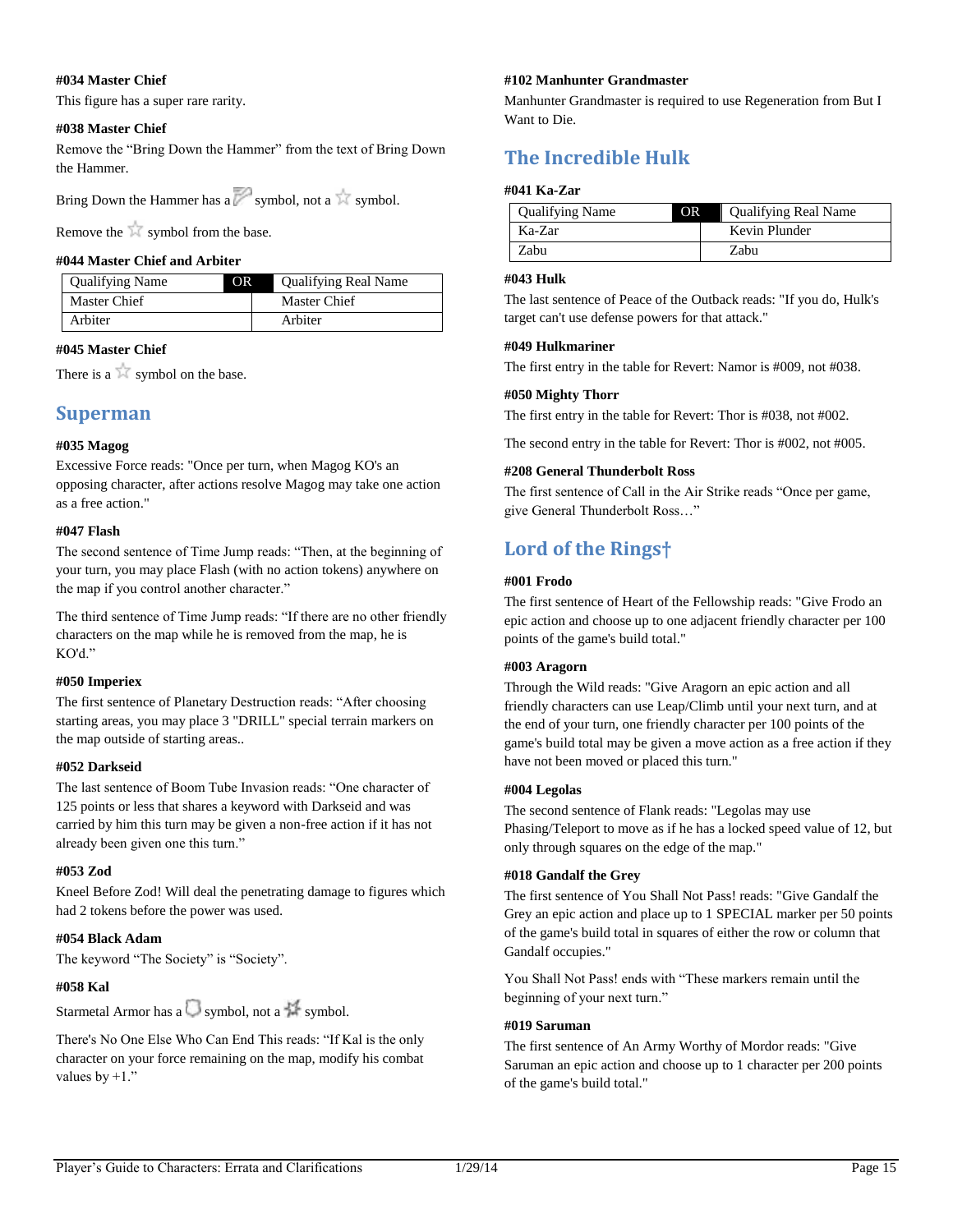#### #034 Master Chief

This figure has a super rare rarity.

#### #038 Master Chief

Remove the "Bring Down the Hammer" from the text of Bring Down the Hammer.

Bring Down the Hammer has a symbol, not a symbol.

Remove the symbol from the base.

#### #044 Master Chief and Arbiter

| Qualifying Name | OR | Qualifying Real Name |
|---|---|---|
| Master Chief | | Master Chief |
| Arbiter | | Arbiter |

#### #045 Master Chief

There is a symbol on the base.

## Superman

#### #035 Magog

Excessive Force reads: "Once per turn, when Magog KO's an opposing character, after actions resolve Magog may take one action as a free action."

#### #047 Flash

The second sentence of Time Jump reads: "Then, at the beginning of your turn, you may place Flash (with no action tokens) anywhere on the map if you control another character."

The third sentence of Time Jump reads: "If there are no other friendly characters on the map while he is removed from the map, he is KO'd."

#### #050 Imperiex

The first sentence of Planetary Destruction reads: "After choosing starting areas, you may place 3 "DRILL" special terrain markers on the map outside of starting areas..

#### #052 Darkseid

The last sentence of Boom Tube Invasion reads: "One character of 125 points or less that shares a keyword with Darkseid and was carried by him this turn may be given a non-free action if it has not already been given one this turn."

#### #053 Zod

Kneel Before Zod! Will deal the penetrating damage to figures which had 2 tokens before the power was used.

#### #054 Black Adam

The keyword "The Society" is "Society".

#### #058 Kal

Starmetal Armor has a symbol, not a symbol.

There's No One Else Who Can End This reads: "If Kal is the only character on your force remaining on the map, modify his combat values by +1."

#### #102 Manhunter Grandmaster

Manhunter Grandmaster is required to use Regeneration from But I Want to Die.

## The Incredible Hulk

#### #041 Ka-Zar

| Qualifying Name | OR | Qualifying Real Name |
|---|---|---|
| Ka-Zar | | Kevin Plunder |
| Zabu | | Zabu |

#### #043 Hulk

The last sentence of Peace of the Outback reads: "If you do, Hulk's target can't use defense powers for that attack."

#### #049 Hulkmariner

The first entry in the table for Revert: Namor is #009, not #038.

#### #050 Mighty Thorr

The first entry in the table for Revert: Thor is #038, not #002.

The second entry in the table for Revert: Thor is #002, not #005.

#### #208 General Thunderbolt Ross

The first sentence of Call in the Air Strike reads "Once per game, give General Thunderbolt Ross…"

## Lord of the Rings†

#### #001 Frodo

The first sentence of Heart of the Fellowship reads: "Give Frodo an epic action and choose up to one adjacent friendly character per 100 points of the game's build total."

#### #003 Aragorn

Through the Wild reads: "Give Aragorn an epic action and all friendly characters can use Leap/Climb until your next turn, and at the end of your turn, one friendly character per 100 points of the game's build total may be given a move action as a free action if they have not been moved or placed this turn."

#### #004 Legolas

The second sentence of Flank reads: "Legolas may use Phasing/Teleport to move as if he has a locked speed value of 12, but only through squares on the edge of the map."

#### #018 Gandalf the Grey

The first sentence of You Shall Not Pass! reads: "Give Gandalf the Grey an epic action and place up to 1 SPECIAL marker per 50 points of the game's build total in squares of either the row or column that Gandalf occupies."

You Shall Not Pass! ends with "These markers remain until the beginning of your next turn."

#### #019 Saruman

The first sentence of An Army Worthy of Mordor reads: "Give Saruman an epic action and choose up to 1 character per 200 points of the game's build total."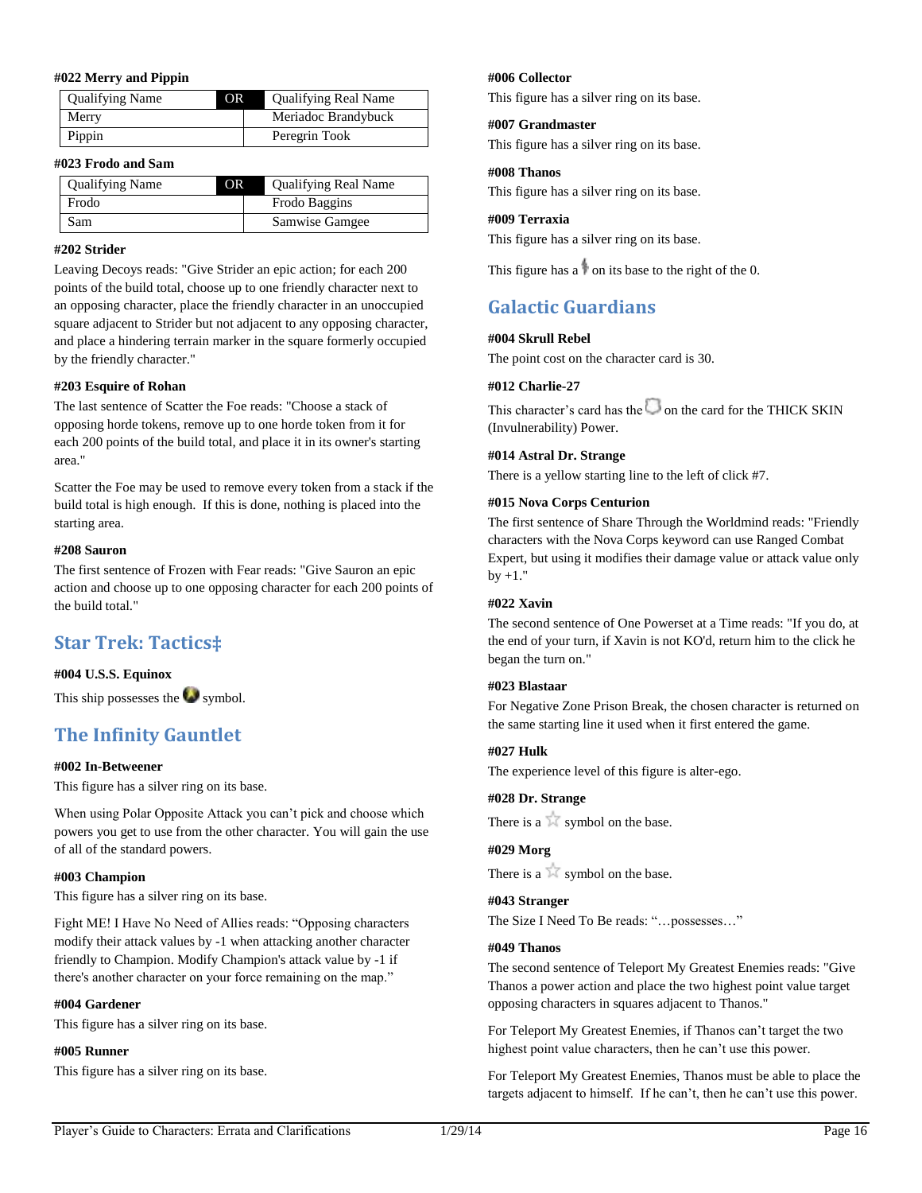#### #022 Merry and Pippin

| Qualifying Name | OR | Qualifying Real Name |
|---|---|---|
| Merry | | Meriadoc Brandybuck |
| Pippin | | Peregrin Took |

#### #023 Frodo and Sam

| Qualifying Name | OR | Qualifying Real Name |
|---|---|---|
| Frodo | | Frodo Baggins |
| Sam | | Samwise Gamgee |

#### #202 Strider

Leaving Decoys reads: "Give Strider an epic action; for each 200 points of the build total, choose up to one friendly character next to an opposing character, place the friendly character in an unoccupied square adjacent to Strider but not adjacent to any opposing character, and place a hindering terrain marker in the square formerly occupied by the friendly character."

#### #203 Esquire of Rohan

The last sentence of Scatter the Foe reads: "Choose a stack of opposing horde tokens, remove up to one horde token from it for each 200 points of the build total, and place it in its owner's starting area."

Scatter the Foe may be used to remove every token from a stack if the build total is high enough. If this is done, nothing is placed into the starting area.

#### #208 Sauron

The first sentence of Frozen with Fear reads: "Give Sauron an epic action and choose up to one opposing character for each 200 points of the build total."

## Star Trek: Tactics‡

#### #004 U.S.S. Equinox

This ship possesses the symbol.

## The Infinity Gauntlet

#### #002 In-Betweener

This figure has a silver ring on its base.

When using Polar Opposite Attack you can't pick and choose which powers you get to use from the other character. You will gain the use of all of the standard powers.

#### #003 Champion

This figure has a silver ring on its base.

Fight ME! I Have No Need of Allies reads: "Opposing characters modify their attack values by -1 when attacking another character friendly to Champion. Modify Champion's attack value by -1 if there's another character on your force remaining on the map."

#### #004 Gardener

This figure has a silver ring on its base.

#### #005 Runner

This figure has a silver ring on its base.

#### #006 Collector

This figure has a silver ring on its base.

#### #007 Grandmaster

This figure has a silver ring on its base.

#### #008 Thanos

This figure has a silver ring on its base.

#### #009 Terraxia

This figure has a silver ring on its base.

This figure has a on its base to the right of the 0.

## Galactic Guardians

#### #004 Skrull Rebel

The point cost on the character card is 30.

#### #012 Charlie-27

This character's card has the on the card for the THICK SKIN (Invulnerability) Power.

#### #014 Astral Dr. Strange

There is a yellow starting line to the left of click #7.

#### #015 Nova Corps Centurion

The first sentence of Share Through the Worldmind reads: "Friendly characters with the Nova Corps keyword can use Ranged Combat Expert, but using it modifies their damage value or attack value only by +1."

#### #022 Xavin

The second sentence of One Powerset at a Time reads: "If you do, at the end of your turn, if Xavin is not KO'd, return him to the click he began the turn on."

#### #023 Blastaar

For Negative Zone Prison Break, the chosen character is returned on the same starting line it used when it first entered the game.

#### #027 Hulk

The experience level of this figure is alter-ego.

#### #028 Dr. Strange

There is a symbol on the base.

#### #029 Morg

There is a symbol on the base.

#### #043 Stranger

The Size I Need To Be reads: "…possesses…"

#### #049 Thanos

The second sentence of Teleport My Greatest Enemies reads: "Give Thanos a power action and place the two highest point value target opposing characters in squares adjacent to Thanos."

For Teleport My Greatest Enemies, if Thanos can't target the two highest point value characters, then he can't use this power.

For Teleport My Greatest Enemies, Thanos must be able to place the targets adjacent to himself. If he can't, then he can't use this power.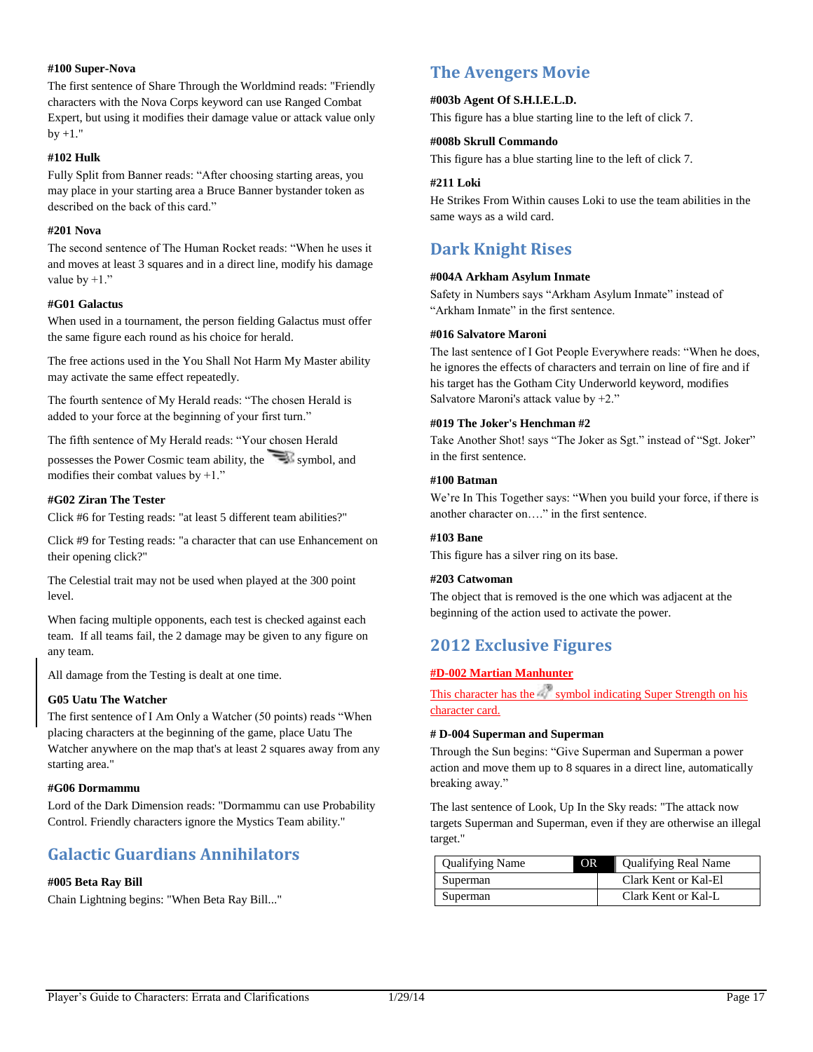**#100 Super-Nova**

The first sentence of Share Through the Worldmind reads: "Friendly characters with the Nova Corps keyword can use Ranged Combat Expert, but using it modifies their damage value or attack value only by +1."

**#102 Hulk**

Fully Split from Banner reads: "After choosing starting areas, you may place in your starting area a Bruce Banner bystander token as described on the back of this card."

**#201 Nova**

The second sentence of The Human Rocket reads: "When he uses it and moves at least 3 squares and in a direct line, modify his damage value by +1."

**#G01 Galactus**

When used in a tournament, the person fielding Galactus must offer the same figure each round as his choice for herald.

The free actions used in the You Shall Not Harm My Master ability may activate the same effect repeatedly.

The fourth sentence of My Herald reads: "The chosen Herald is added to your force at the beginning of your first turn."

The fifth sentence of My Herald reads: "Your chosen Herald possesses the Power Cosmic team ability, the symbol, and modifies their combat values by +1."

**#G02 Ziran The Tester**

Click #6 for Testing reads: "at least 5 different team abilities?"

Click #9 for Testing reads: "a character that can use Enhancement on their opening click?"

The Celestial trait may not be used when played at the 300 point level.

When facing multiple opponents, each test is checked against each team. If all teams fail, the 2 damage may be given to any figure on any team.

All damage from the Testing is dealt at one time.

**G05 Uatu The Watcher**

The first sentence of I Am Only a Watcher (50 points) reads "When placing characters at the beginning of the game, place Uatu The Watcher anywhere on the map that's at least 2 squares away from any starting area."

**#G06 Dormammu**

Lord of the Dark Dimension reads: "Dormammu can use Probability Control. Friendly characters ignore the Mystics Team ability."

## Galactic Guardians Annihilators

**#005 Beta Ray Bill**

Chain Lightning begins: "When Beta Ray Bill..."

## The Avengers Movie

**#003b Agent Of S.H.I.E.L.D.**

This figure has a blue starting line to the left of click 7.

**#008b Skrull Commando**

This figure has a blue starting line to the left of click 7.

**#211 Loki**

He Strikes From Within causes Loki to use the team abilities in the same ways as a wild card.

## Dark Knight Rises

**#004A Arkham Asylum Inmate**

Safety in Numbers says "Arkham Asylum Inmate" instead of "Arkham Inmate" in the first sentence.

**#016 Salvatore Maroni**

The last sentence of I Got People Everywhere reads: "When he does, he ignores the effects of characters and terrain on line of fire and if his target has the Gotham City Underworld keyword, modifies Salvatore Maroni's attack value by +2."

**#019 The Joker's Henchman #2**

Take Another Shot! says "The Joker as Sgt." instead of "Sgt. Joker" in the first sentence.

**#100 Batman**

We're In This Together says: "When you build your force, if there is another character on…." in the first sentence.

**#103 Bane**

This figure has a silver ring on its base.

**#203 Catwoman**

The object that is removed is the one which was adjacent at the beginning of the action used to activate the power.

## 2012 Exclusive Figures

**#D-002 Martian Manhunter**

This character has the symbol indicating Super Strength on his character card.

**# D-004 Superman and Superman**

Through the Sun begins: "Give Superman and Superman a power action and move them up to 8 squares in a direct line, automatically breaking away."

The last sentence of Look, Up In the Sky reads: "The attack now targets Superman and Superman, even if they are otherwise an illegal target."

| Qualifying Name | OR | Qualifying Real Name |
|---|---|---|
| Superman | | Clark Kent or Kal-El |
| Superman | | Clark Kent or Kal-L |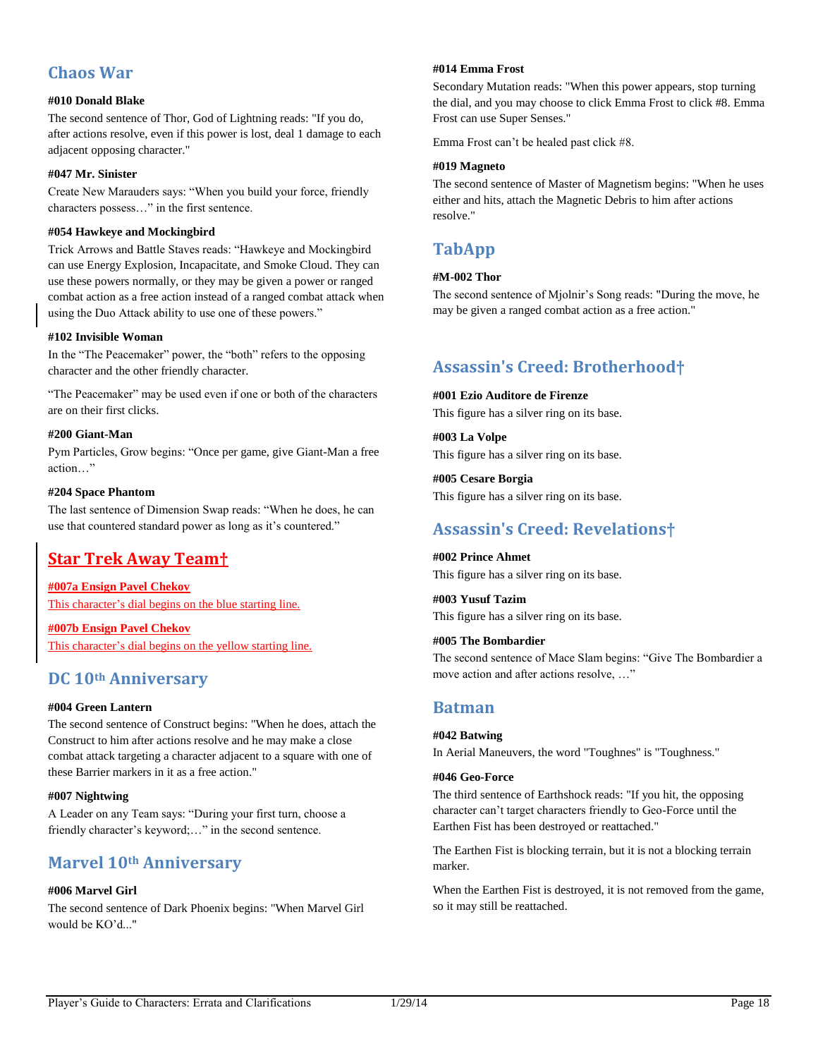## Chaos War

**#010 Donald Blake**

The second sentence of Thor, God of Lightning reads: "If you do, after actions resolve, even if this power is lost, deal 1 damage to each adjacent opposing character."

**#047 Mr. Sinister**

Create New Marauders says: "When you build your force, friendly characters possess…" in the first sentence.

**#054 Hawkeye and Mockingbird**

Trick Arrows and Battle Staves reads: "Hawkeye and Mockingbird can use Energy Explosion, Incapacitate, and Smoke Cloud. They can use these powers normally, or they may be given a power or ranged combat action as a free action instead of a ranged combat attack when using the Duo Attack ability to use one of these powers."

**#102 Invisible Woman**

In the "The Peacemaker" power, the "both" refers to the opposing character and the other friendly character.

"The Peacemaker" may be used even if one or both of the characters are on their first clicks.

**#200 Giant-Man**

Pym Particles, Grow begins: "Once per game, give Giant-Man a free action…"

**#204 Space Phantom**

The last sentence of Dimension Swap reads: "When he does, he can use that countered standard power as long as it's countered."

## Star Trek Away Team†

**#007a Ensign Pavel Chekov**

This character's dial begins on the blue starting line.

**#007b Ensign Pavel Chekov**

This character's dial begins on the yellow starting line.

## DC 10th Anniversary

**#004 Green Lantern**

The second sentence of Construct begins: "When he does, attach the Construct to him after actions resolve and he may make a close combat attack targeting a character adjacent to a square with one of these Barrier markers in it as a free action."

**#007 Nightwing**

A Leader on any Team says: "During your first turn, choose a friendly character's keyword;…" in the second sentence.

## Marvel 10th Anniversary

**#006 Marvel Girl**

The second sentence of Dark Phoenix begins: "When Marvel Girl would be KO'd..."

**#014 Emma Frost**

Secondary Mutation reads: "When this power appears, stop turning the dial, and you may choose to click Emma Frost to click #8. Emma Frost can use Super Senses."

Emma Frost can't be healed past click #8.

**#019 Magneto**

The second sentence of Master of Magnetism begins: "When he uses either and hits, attach the Magnetic Debris to him after actions resolve."

## TabApp

**#M-002 Thor**

The second sentence of Mjolnir's Song reads: "During the move, he may be given a ranged combat action as a free action."

## Assassin's Creed: Brotherhood†

**#001 Ezio Auditore de Firenze**

This figure has a silver ring on its base.

**#003 La Volpe**

This figure has a silver ring on its base.

**#005 Cesare Borgia**

This figure has a silver ring on its base.

## Assassin's Creed: Revelations†

**#002 Prince Ahmet**

This figure has a silver ring on its base.

**#003 Yusuf Tazim**

This figure has a silver ring on its base.

**#005 The Bombardier**

The second sentence of Mace Slam begins: "Give The Bombardier a move action and after actions resolve, …"

## Batman

**#042 Batwing**

In Aerial Maneuvers, the word "Toughnes" is "Toughness."

**#046 Geo-Force**

The third sentence of Earthshock reads: "If you hit, the opposing character can't target characters friendly to Geo-Force until the Earthen Fist has been destroyed or reattached."

The Earthen Fist is blocking terrain, but it is not a blocking terrain marker.

When the Earthen Fist is destroyed, it is not removed from the game, so it may still be reattached.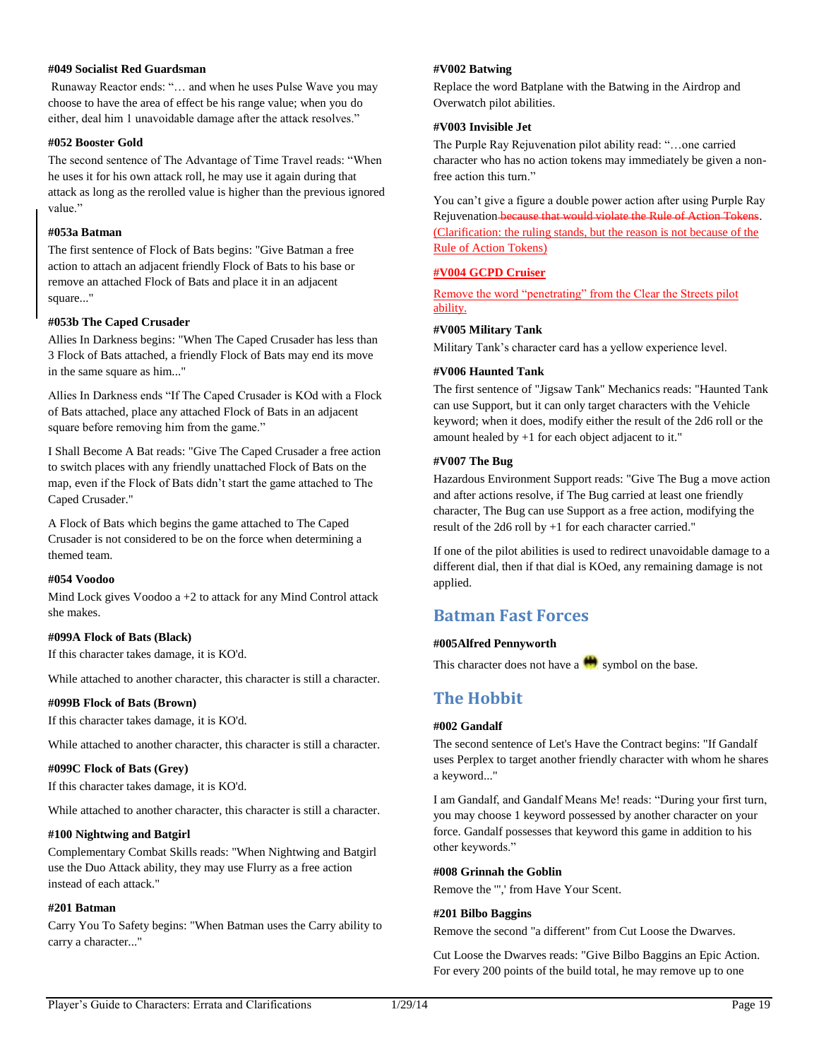#### #049 Socialist Red Guardsman

Runaway Reactor ends: "… and when he uses Pulse Wave you may choose to have the area of effect be his range value; when you do either, deal him 1 unavoidable damage after the attack resolves."

#### #052 Booster Gold

The second sentence of The Advantage of Time Travel reads: "When he uses it for his own attack roll, he may use it again during that attack as long as the rerolled value is higher than the previous ignored value."

#### #053a Batman

The first sentence of Flock of Bats begins: "Give Batman a free action to attach an adjacent friendly Flock of Bats to his base or remove an attached Flock of Bats and place it in an adjacent square..."

#### #053b The Caped Crusader

Allies In Darkness begins: "When The Caped Crusader has less than 3 Flock of Bats attached, a friendly Flock of Bats may end its move in the same square as him..."

Allies In Darkness ends "If The Caped Crusader is KOd with a Flock of Bats attached, place any attached Flock of Bats in an adjacent square before removing him from the game."

I Shall Become A Bat reads: "Give The Caped Crusader a free action to switch places with any friendly unattached Flock of Bats on the map, even if the Flock of Bats didn't start the game attached to The Caped Crusader."

A Flock of Bats which begins the game attached to The Caped Crusader is not considered to be on the force when determining a themed team.

#### #054 Voodoo

Mind Lock gives Voodoo a +2 to attack for any Mind Control attack she makes.

#### #099A Flock of Bats (Black)

If this character takes damage, it is KO'd.

While attached to another character, this character is still a character.

#### #099B Flock of Bats (Brown)

If this character takes damage, it is KO'd.

While attached to another character, this character is still a character.

#### #099C Flock of Bats (Grey)

If this character takes damage, it is KO'd.

While attached to another character, this character is still a character.

#### #100 Nightwing and Batgirl

Complementary Combat Skills reads: "When Nightwing and Batgirl use the Duo Attack ability, they may use Flurry as a free action instead of each attack."

#### #201 Batman

Carry You To Safety begins: "When Batman uses the Carry ability to carry a character..."

#### #V002 Batwing

Replace the word Batplane with the Batwing in the Airdrop and Overwatch pilot abilities.

#### #V003 Invisible Jet

The Purple Ray Rejuvenation pilot ability read: "…one carried character who has no action tokens may immediately be given a non-free action this turn."

You can't give a figure a double power action after using Purple Ray Rejuvenation ~~because that would violate the Rule of Action Tokens~~. (Clarification: the ruling stands, but the reason is not because of the Rule of Action Tokens)

#### #V004 GCPD Cruiser

Remove the word "penetrating" from the Clear the Streets pilot ability.

#### #V005 Military Tank

Military Tank's character card has a yellow experience level.

#### #V006 Haunted Tank

The first sentence of "Jigsaw Tank" Mechanics reads: "Haunted Tank can use Support, but it can only target characters with the Vehicle keyword; when it does, modify either the result of the 2d6 roll or the amount healed by +1 for each object adjacent to it."

#### #V007 The Bug

Hazardous Environment Support reads: "Give The Bug a move action and after actions resolve, if The Bug carried at least one friendly character, The Bug can use Support as a free action, modifying the result of the 2d6 roll by +1 for each character carried."

If one of the pilot abilities is used to redirect unavoidable damage to a different dial, then if that dial is KOed, any remaining damage is not applied.

## Batman Fast Forces

#### #005Alfred Pennyworth

This character does not have a [Batman] symbol on the base.

## The Hobbit

#### #002 Gandalf

The second sentence of Let's Have the Contract begins: "If Gandalf uses Perplex to target another friendly character with whom he shares a keyword..."

I am Gandalf, and Gandalf Means Me! reads: "During your first turn, you may choose 1 keyword possessed by another character on your force. Gandalf possesses that keyword this game in addition to his other keywords."

#### #008 Grinnah the Goblin

Remove the "',' from Have Your Scent.

#### #201 Bilbo Baggins

Remove the second "a different" from Cut Loose the Dwarves.

Cut Loose the Dwarves reads: "Give Bilbo Baggins an Epic Action. For every 200 points of the build total, he may remove up to one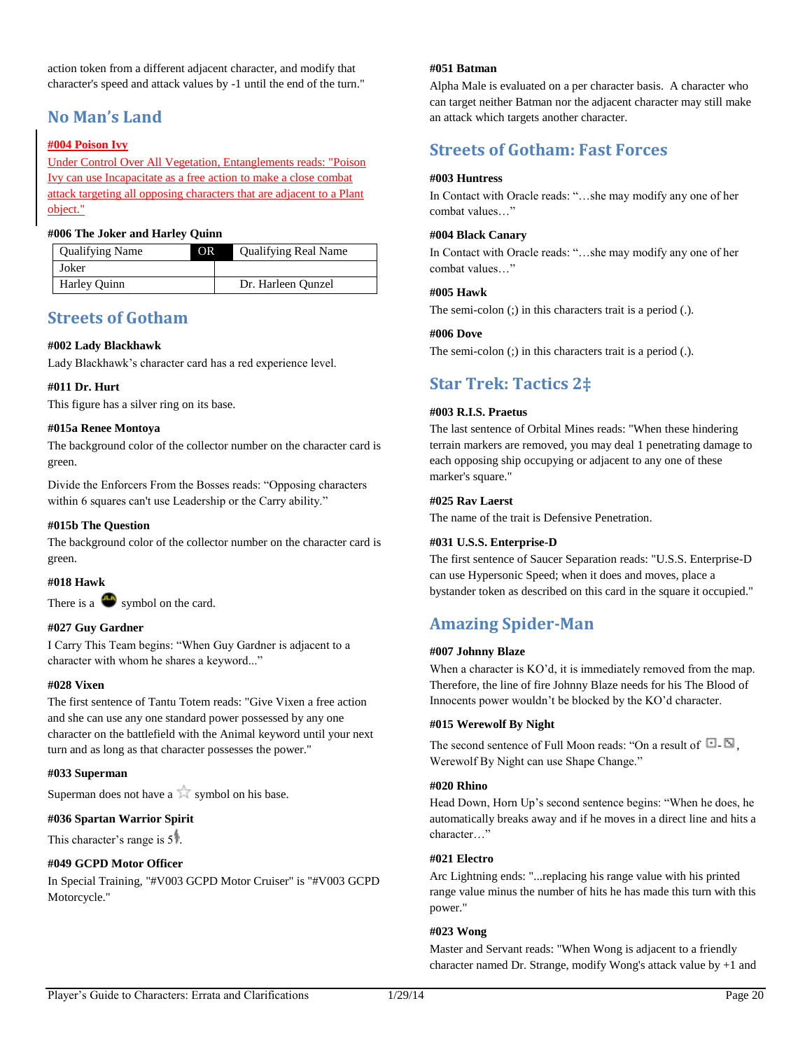action token from a different adjacent character, and modify that character's speed and attack values by -1 until the end of the turn."

## No Man's Land

**#004 Poison Ivy**

Under Control Over All Vegetation, Entanglements reads: "Poison Ivy can use Incapacitate as a free action to make a close combat attack targeting all opposing characters that are adjacent to a Plant object."

**#006 The Joker and Harley Quinn**

| Qualifying Name | OR | Qualifying Real Name |
|---|---|---|
| Joker | | |
| Harley Quinn | | Dr. Harleen Qunzel |

## Streets of Gotham

**#002 Lady Blackhawk**

Lady Blackhawk's character card has a red experience level.

**#011 Dr. Hurt**

This figure has a silver ring on its base.

**#015a Renee Montoya**

The background color of the collector number on the character card is green.

Divide the Enforcers From the Bosses reads: "Opposing characters within 6 squares can't use Leadership or the Carry ability."

**#015b The Question**

The background color of the collector number on the character card is green.

**#018 Hawk**

There is a JLA symbol on the card.

**#027 Guy Gardner**

I Carry This Team begins: "When Guy Gardner is adjacent to a character with whom he shares a keyword..."

**#028 Vixen**

The first sentence of Tantu Totem reads: "Give Vixen a free action and she can use any one standard power possessed by any one character on the battlefield with the Animal keyword until your next turn and as long as that character possesses the power."

**#033 Superman**

Superman does not have a ☆ symbol on his base.

**#036 Spartan Warrior Spirit**

This character's range is 5.

**#049 GCPD Motor Officer**

In Special Training, "#V003 GCPD Motor Cruiser" is "#V003 GCPD Motorcycle."

**#051 Batman**

Alpha Male is evaluated on a per character basis. A character who can target neither Batman nor the adjacent character may still make an attack which targets another character.

## Streets of Gotham: Fast Forces

**#003 Huntress**

In Contact with Oracle reads: "…she may modify any one of her combat values…"

**#004 Black Canary**

In Contact with Oracle reads: "…she may modify any one of her combat values…"

**#005 Hawk**

The semi-colon (;) in this characters trait is a period (.).

**#006 Dove**

The semi-colon (;) in this characters trait is a period (.).

## Star Trek: Tactics 2‡

**#003 R.I.S. Praetus**

The last sentence of Orbital Mines reads: "When these hindering terrain markers are removed, you may deal 1 penetrating damage to each opposing ship occupying or adjacent to any one of these marker's square."

**#025 Rav Laerst**

The name of the trait is Defensive Penetration.

**#031 U.S.S. Enterprise-D**

The first sentence of Saucer Separation reads: "U.S.S. Enterprise-D can use Hypersonic Speed; when it does and moves, place a bystander token as described on this card in the square it occupied."

## Amazing Spider-Man

**#007 Johnny Blaze**

When a character is KO'd, it is immediately removed from the map. Therefore, the line of fire Johnny Blaze needs for his The Blood of Innocents power wouldn't be blocked by the KO'd character.

**#015 Werewolf By Night**

The second sentence of Full Moon reads: "On a result of ⚀-⚁, Werewolf By Night can use Shape Change."

**#020 Rhino**

Head Down, Horn Up's second sentence begins: "When he does, he automatically breaks away and if he moves in a direct line and hits a character…"

**#021 Electro**

Arc Lightning ends: "...replacing his range value with his printed range value minus the number of hits he has made this turn with this power."

**#023 Wong**

Master and Servant reads: "When Wong is adjacent to a friendly character named Dr. Strange, modify Wong's attack value by +1 and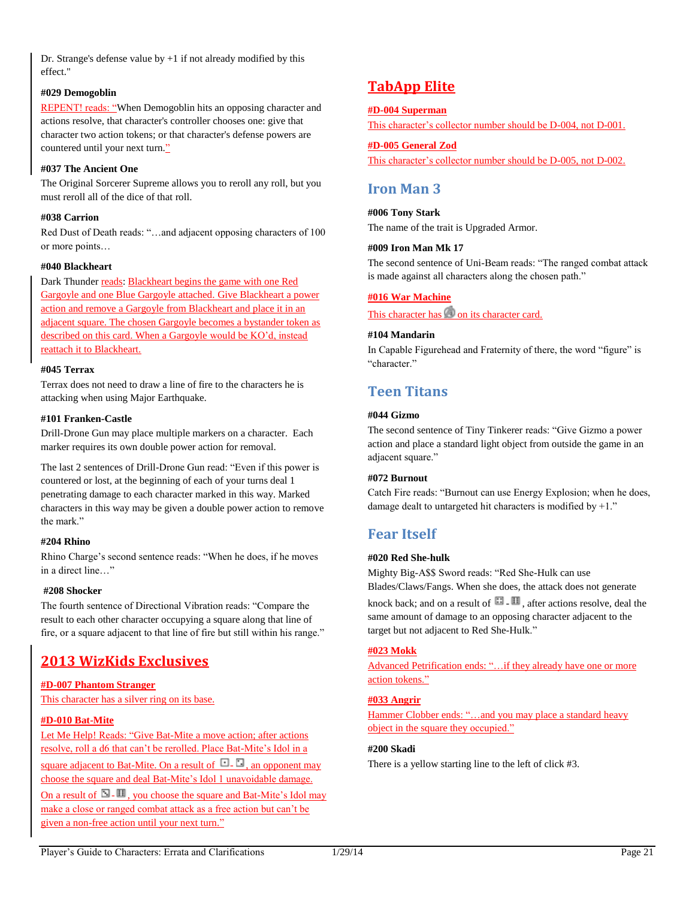Dr. Strange's defense value by +1 if not already modified by this effect."

#### #029 Demogoblin

REPENT! reads: "When Demogoblin hits an opposing character and actions resolve, that character's controller chooses one: give that character two action tokens; or that character's defense powers are countered until your next turn."

#### #037 The Ancient One

The Original Sorcerer Supreme allows you to reroll any roll, but you must reroll all of the dice of that roll.

#### #038 Carrion

Red Dust of Death reads: "…and adjacent opposing characters of 100 or more points…

#### #040 Blackheart

Dark Thunder reads: Blackheart begins the game with one Red Gargoyle and one Blue Gargoyle attached. Give Blackheart a power action and remove a Gargoyle from Blackheart and place it in an adjacent square. The chosen Gargoyle becomes a bystander token as described on this card. When a Gargoyle would be KO'd, instead reattach it to Blackheart.

#### #045 Terrax

Terrax does not need to draw a line of fire to the characters he is attacking when using Major Earthquake.

#### #101 Franken-Castle

Drill-Drone Gun may place multiple markers on a character. Each marker requires its own double power action for removal.

The last 2 sentences of Drill-Drone Gun read: "Even if this power is countered or lost, at the beginning of each of your turns deal 1 penetrating damage to each character marked in this way. Marked characters in this way may be given a double power action to remove the mark."

#### #204 Rhino

Rhino Charge's second sentence reads: "When he does, if he moves in a direct line…"

#### #208 Shocker

The fourth sentence of Directional Vibration reads: "Compare the result to each other character occupying a square along that line of fire, or a square adjacent to that line of fire but still within his range."

## 2013 WizKids Exclusives

#### #D-007 Phantom Stranger

This character has a silver ring on its base.

#### #D-010 Bat-Mite

Let Me Help! Reads: "Give Bat-Mite a move action; after actions resolve, roll a d6 that can't be rerolled. Place Bat-Mite's Idol in a square adjacent to Bat-Mite. On a result of [1] - [3], an opponent may choose the square and deal Bat-Mite's Idol 1 unavoidable damage. On a result of [4] - [6], you choose the square and Bat-Mite's Idol may make a close or ranged combat attack as a free action but can't be given a non-free action until your next turn."

## TabApp Elite

#### #D-004 Superman

This character's collector number should be D-004, not D-001.

#### #D-005 General Zod

This character's collector number should be D-005, not D-002.

## Iron Man 3

#### #006 Tony Stark

The name of the trait is Upgraded Armor.

#### #009 Iron Man Mk 17

The second sentence of Uni-Beam reads: "The ranged combat attack is made against all characters along the chosen path."

#### #016 War Machine

This character has [Avengers symbol] on its character card.

#### #104 Mandarin

In Capable Figurehead and Fraternity of there, the word "figure" is "character."

## Teen Titans

#### #044 Gizmo

The second sentence of Tiny Tinkerer reads: "Give Gizmo a power action and place a standard light object from outside the game in an adjacent square."

#### #072 Burnout

Catch Fire reads: "Burnout can use Energy Explosion; when he does, damage dealt to untargeted hit characters is modified by +1."

## Fear Itself

#### #020 Red She-hulk

Mighty Big-A$$ Sword reads: "Red She-Hulk can use Blades/Claws/Fangs. When she does, the attack does not generate knock back; and on a result of [5] - [6], after actions resolve, deal the same amount of damage to an opposing character adjacent to the target but not adjacent to Red She-Hulk."

#### #023 Mokk

Advanced Petrification ends: "…if they already have one or more action tokens."

#### #033 Angrir

Hammer Clobber ends: "…and you may place a standard heavy object in the square they occupied."

#### #200 Skadi

There is a yellow starting line to the left of click #3.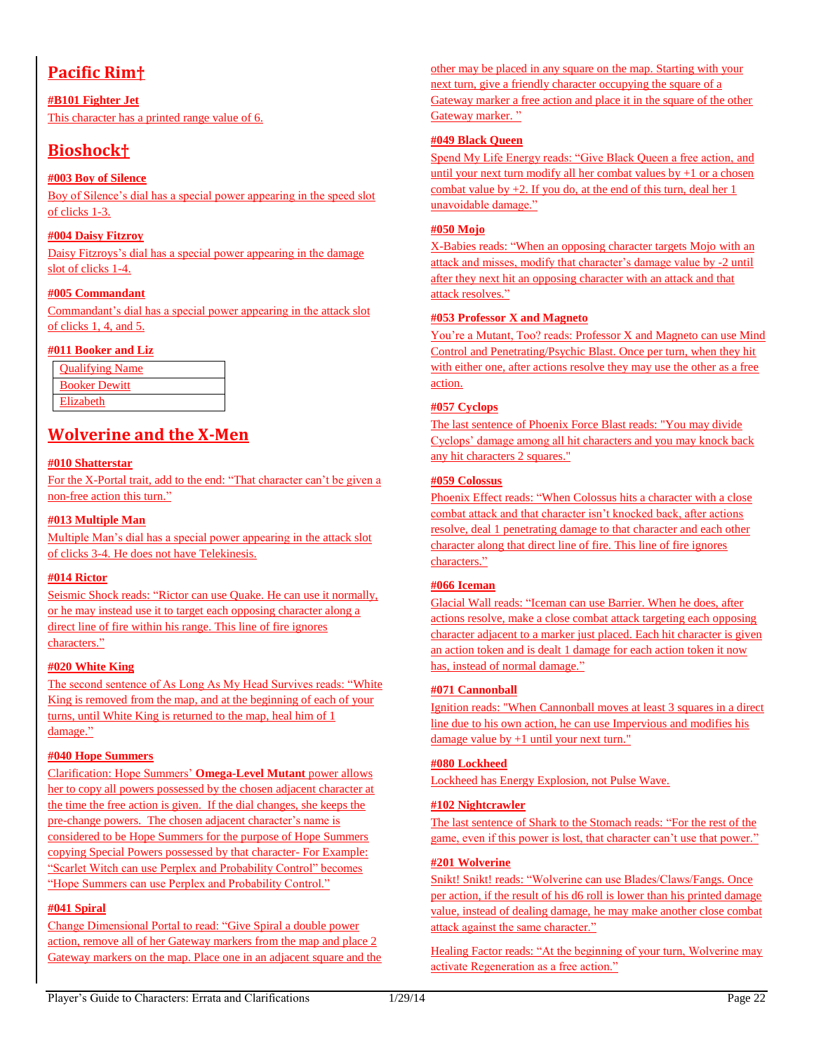## Pacific Rim†

#### #B101 Fighter Jet

This character has a printed range value of 6.

## Bioshock†

#### #003 Boy of Silence

Boy of Silence's dial has a special power appearing in the speed slot of clicks 1-3.

#### #004 Daisy Fitzroy

Daisy Fitzroys's dial has a special power appearing in the damage slot of clicks 1-4.

#### #005 Commandant

Commandant's dial has a special power appearing in the attack slot of clicks 1, 4, and 5.

#### #011 Booker and Liz

| Qualifying Name |
|---|
| Booker Dewitt |
| Elizabeth |

## Wolverine and the X-Men

#### #010 Shatterstar

For the X-Portal trait, add to the end: "That character can't be given a non-free action this turn."

#### #013 Multiple Man

Multiple Man's dial has a special power appearing in the attack slot of clicks 3-4. He does not have Telekinesis.

#### #014 Rictor

Seismic Shock reads: "Rictor can use Quake. He can use it normally, or he may instead use it to target each opposing character along a direct line of fire within his range. This line of fire ignores characters."

#### #020 White King

The second sentence of As Long As My Head Survives reads: "White King is removed from the map, and at the beginning of each of your turns, until White King is returned to the map, heal him of 1 damage."

#### #040 Hope Summers

Clarification: Hope Summers' **Omega-Level Mutant** power allows her to copy all powers possessed by the chosen adjacent character at the time the free action is given. If the dial changes, she keeps the pre-change powers. The chosen adjacent character's name is considered to be Hope Summers for the purpose of Hope Summers copying Special Powers possessed by that character- For Example: "Scarlet Witch can use Perplex and Probability Control" becomes "Hope Summers can use Perplex and Probability Control."

#### #041 Spiral

Change Dimensional Portal to read: "Give Spiral a double power action, remove all of her Gateway markers from the map and place 2 Gateway markers on the map. Place one in an adjacent square and the other may be placed in any square on the map. Starting with your next turn, give a friendly character occupying the square of a Gateway marker a free action and place it in the square of the other Gateway marker. "

#### #049 Black Queen

Spend My Life Energy reads: "Give Black Queen a free action, and until your next turn modify all her combat values by +1 or a chosen combat value by +2. If you do, at the end of this turn, deal her 1 unavoidable damage."

#### #050 Mojo

X-Babies reads: "When an opposing character targets Mojo with an attack and misses, modify that character's damage value by -2 until after they next hit an opposing character with an attack and that attack resolves."

#### #053 Professor X and Magneto

You're a Mutant, Too? reads: Professor X and Magneto can use Mind Control and Penetrating/Psychic Blast. Once per turn, when they hit with either one, after actions resolve they may use the other as a free action.

#### #057 Cyclops

The last sentence of Phoenix Force Blast reads: "You may divide Cyclops' damage among all hit characters and you may knock back any hit characters 2 squares."

#### #059 Colossus

Phoenix Effect reads: "When Colossus hits a character with a close combat attack and that character isn't knocked back, after actions resolve, deal 1 penetrating damage to that character and each other character along that direct line of fire. This line of fire ignores characters."

#### #066 Iceman

Glacial Wall reads: "Iceman can use Barrier. When he does, after actions resolve, make a close combat attack targeting each opposing character adjacent to a marker just placed. Each hit character is given an action token and is dealt 1 damage for each action token it now has, instead of normal damage."

#### #071 Cannonball

Ignition reads: "When Cannonball moves at least 3 squares in a direct line due to his own action, he can use Impervious and modifies his damage value by +1 until your next turn."

#### #080 Lockheed

Lockheed has Energy Explosion, not Pulse Wave.

#### #102 Nightcrawler

The last sentence of Shark to the Stomach reads: "For the rest of the game, even if this power is lost, that character can't use that power."

#### #201 Wolverine

Snikt! Snikt! reads: "Wolverine can use Blades/Claws/Fangs. Once per action, if the result of his d6 roll is lower than his printed damage value, instead of dealing damage, he may make another close combat attack against the same character."

Healing Factor reads: "At the beginning of your turn, Wolverine may activate Regeneration as a free action."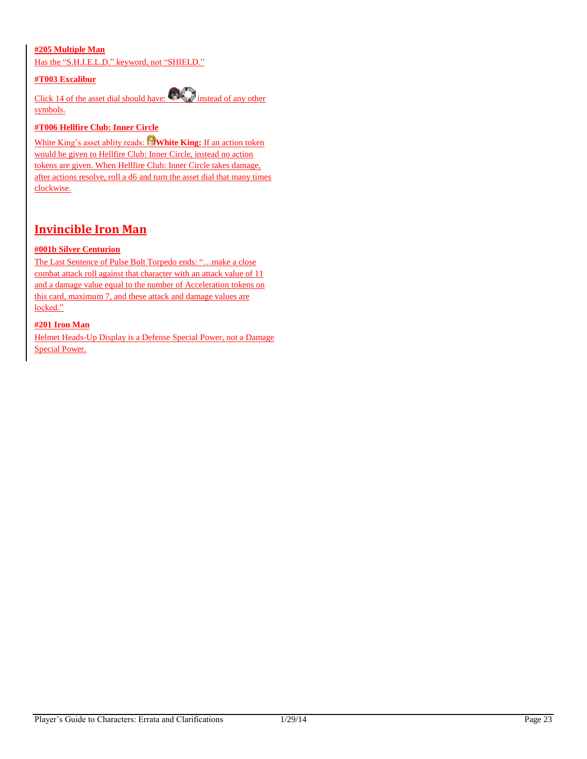#### #205 Multiple Man

Has the "S.H.I.E.L.D." keyword, not "SHIELD."

#### #T003 Excalibur

Click 14 of the asset dial should have: instead of any other symbols.

#### #T006 Hellfire Club: Inner Circle

White King's asset ablity reads: **White King:** If an action token would be given to Hellfire Club: Inner Circle, instead no action tokens are given. When Hellfire Club: Inner Circle takes damage, after actions resolve, roll a d6 and turn the asset dial that many times clockwise.

## Invincible Iron Man

#### #001b Silver Centurion

The Last Sentence of Pulse Bolt Torpedo ends: "…make a close combat attack roll against that character with an attack value of 11 and a damage value equal to the number of Acceleration tokens on this card, maximum 7, and these attack and damage values are locked."

#### #201 Iron Man

Helmet Heads-Up Display is a Defense Special Power, not a Damage Special Power.